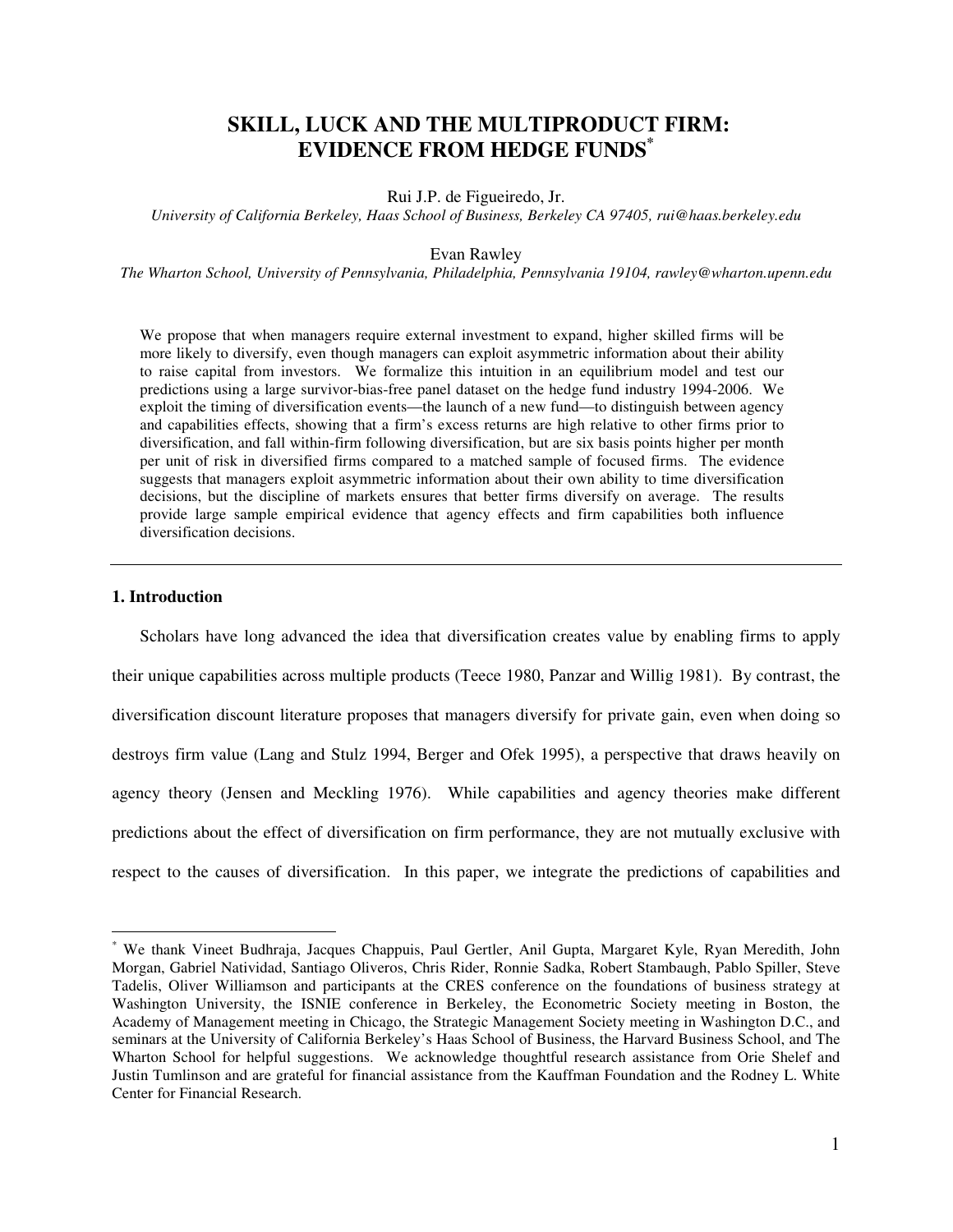# SKILL, LUCK AND THE MULTIPRODUCT FIRM: EVIDENCE FROM HEDGE FUNDS*

Rui J.P. de Figueiredo, Jr.

*University of California Berkeley, Haas School of Business, Berkeley CA 97405, rui@haas.berkeley.edu*

Evan Rawley

*The Wharton School, University of Pennsylvania, Philadelphia, Pennsylvania 19104, rawley@wharton.upenn.edu*

We propose that when managers require external investment to expand, higher skilled firms will be more likely to diversify, even though managers can exploit asymmetric information about their ability to raise capital from investors. We formalize this intuition in an equilibrium model and test our predictions using a large survivor-bias-free panel dataset on the hedge fund industry 1994-2006. We exploit the timing of diversification events—the launch of a new fund—to distinguish between agency and capabilities effects, showing that a firm's excess returns are high relative to other firms prior to diversification, and fall within-firm following diversification, but are six basis points higher per month per unit of risk in diversified firms compared to a matched sample of focused firms. The evidence suggests that managers exploit asymmetric information about their own ability to time diversification decisions, but the discipline of markets ensures that better firms diversify on average. The results provide large sample empirical evidence that agency effects and firm capabilities both influence diversification decisions.

## 1. Introduction

Scholars have long advanced the idea that diversification creates value by enabling firms to apply their unique capabilities across multiple products (Teece 1980, Panzar and Willig 1981). By contrast, the diversification discount literature proposes that managers diversify for private gain, even when doing so destroys firm value (Lang and Stulz 1994, Berger and Ofek 1995), a perspective that draws heavily on agency theory (Jensen and Meckling 1976). While capabilities and agency theories make different predictions about the effect of diversification on firm performance, they are not mutually exclusive with respect to the causes of diversification. In this paper, we integrate the predictions of capabilities and

---

* We thank Vineet Budhraja, Jacques Chappuis, Paul Gertler, Anil Gupta, Margaret Kyle, Ryan Meredith, John Morgan, Gabriel Natividad, Santiago Oliveros, Chris Rider, Ronnie Sadka, Robert Stambaugh, Pablo Spiller, Steve Tadelis, Oliver Williamson and participants at the CRES conference on the foundations of business strategy at Washington University, the ISNIE conference in Berkeley, the Econometric Society meeting in Boston, the Academy of Management meeting in Chicago, the Strategic Management Society meeting in Washington D.C., and seminars at the University of California Berkeley's Haas School of Business, the Harvard Business School, and The Wharton School for helpful suggestions. We acknowledge thoughtful research assistance from Orie Shelef and Justin Tumlinson and are grateful for financial assistance from the Kauffman Foundation and the Rodney L. White Center for Financial Research.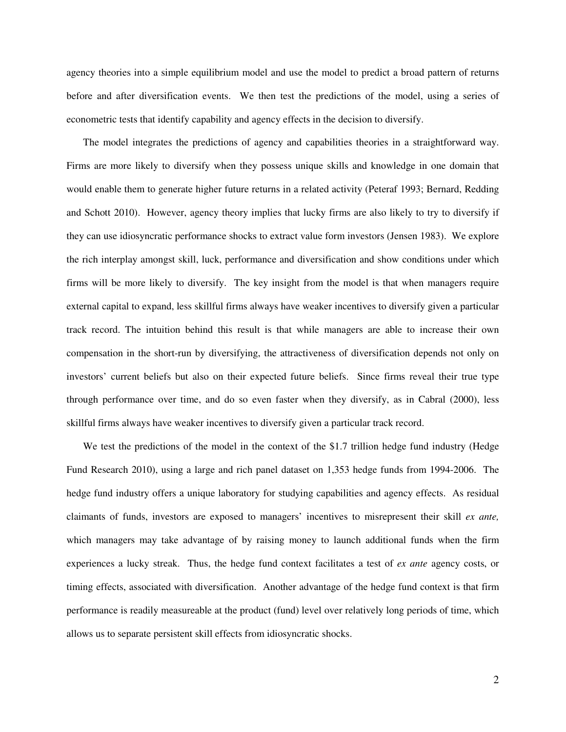agency theories into a simple equilibrium model and use the model to predict a broad pattern of returns before and after diversification events. We then test the predictions of the model, using a series of econometric tests that identify capability and agency effects in the decision to diversify.

The model integrates the predictions of agency and capabilities theories in a straightforward way. Firms are more likely to diversify when they possess unique skills and knowledge in one domain that would enable them to generate higher future returns in a related activity (Peteraf 1993; Bernard, Redding and Schott 2010). However, agency theory implies that lucky firms are also likely to try to diversify if they can use idiosyncratic performance shocks to extract value form investors (Jensen 1983). We explore the rich interplay amongst skill, luck, performance and diversification and show conditions under which firms will be more likely to diversify. The key insight from the model is that when managers require external capital to expand, less skillful firms always have weaker incentives to diversify given a particular track record. The intuition behind this result is that while managers are able to increase their own compensation in the short-run by diversifying, the attractiveness of diversification depends not only on investors' current beliefs but also on their expected future beliefs. Since firms reveal their true type through performance over time, and do so even faster when they diversify, as in Cabral (2000), less skillful firms always have weaker incentives to diversify given a particular track record.

We test the predictions of the model in the context of the $1.7 trillion hedge fund industry (Hedge Fund Research 2010), using a large and rich panel dataset on 1,353 hedge funds from 1994-2006. The hedge fund industry offers a unique laboratory for studying capabilities and agency effects. As residual claimants of funds, investors are exposed to managers' incentives to misrepresent their skill *ex ante,* which managers may take advantage of by raising money to launch additional funds when the firm experiences a lucky streak. Thus, the hedge fund context facilitates a test of *ex ante* agency costs, or timing effects, associated with diversification. Another advantage of the hedge fund context is that firm performance is readily measureable at the product (fund) level over relatively long periods of time, which allows us to separate persistent skill effects from idiosyncratic shocks.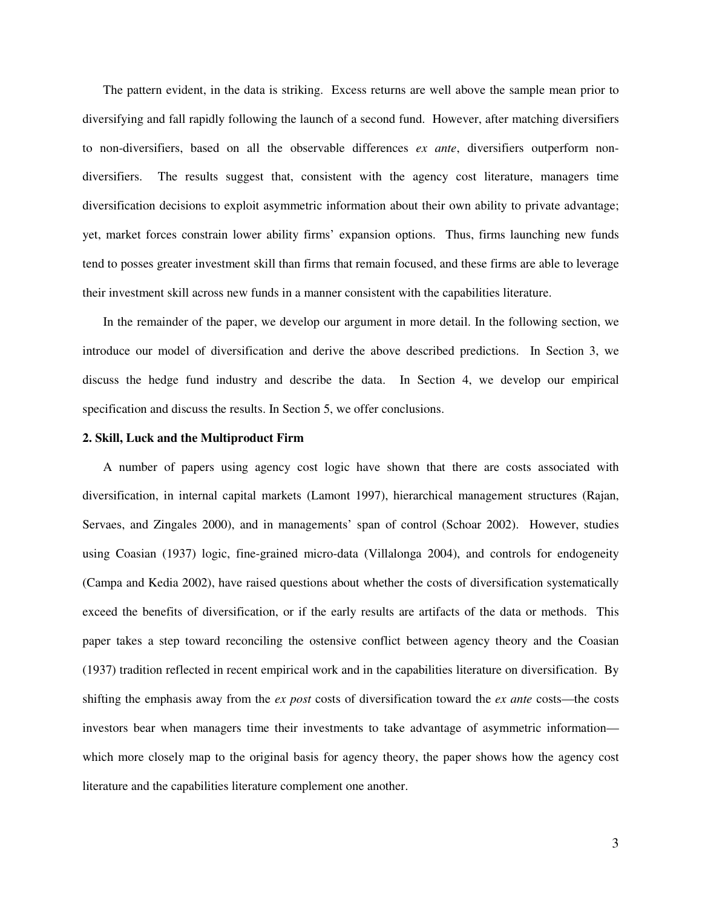The pattern evident, in the data is striking. Excess returns are well above the sample mean prior to diversifying and fall rapidly following the launch of a second fund. However, after matching diversifiers to non-diversifiers, based on all the observable differences *ex ante*, diversifiers outperform non-diversifiers. The results suggest that, consistent with the agency cost literature, managers time diversification decisions to exploit asymmetric information about their own ability to private advantage; yet, market forces constrain lower ability firms' expansion options. Thus, firms launching new funds tend to posses greater investment skill than firms that remain focused, and these firms are able to leverage their investment skill across new funds in a manner consistent with the capabilities literature.

In the remainder of the paper, we develop our argument in more detail. In the following section, we introduce our model of diversification and derive the above described predictions. In Section 3, we discuss the hedge fund industry and describe the data. In Section 4, we develop our empirical specification and discuss the results. In Section 5, we offer conclusions.

## 2. Skill, Luck and the Multiproduct Firm

A number of papers using agency cost logic have shown that there are costs associated with diversification, in internal capital markets (Lamont 1997), hierarchical management structures (Rajan, Servaes, and Zingales 2000), and in managements' span of control (Schoar 2002). However, studies using Coasian (1937) logic, fine-grained micro-data (Villalonga 2004), and controls for endogeneity (Campa and Kedia 2002), have raised questions about whether the costs of diversification systematically exceed the benefits of diversification, or if the early results are artifacts of the data or methods. This paper takes a step toward reconciling the ostensive conflict between agency theory and the Coasian (1937) tradition reflected in recent empirical work and in the capabilities literature on diversification. By shifting the emphasis away from the *ex post* costs of diversification toward the *ex ante* costs—the costs investors bear when managers time their investments to take advantage of asymmetric information—which more closely map to the original basis for agency theory, the paper shows how the agency cost literature and the capabilities literature complement one another.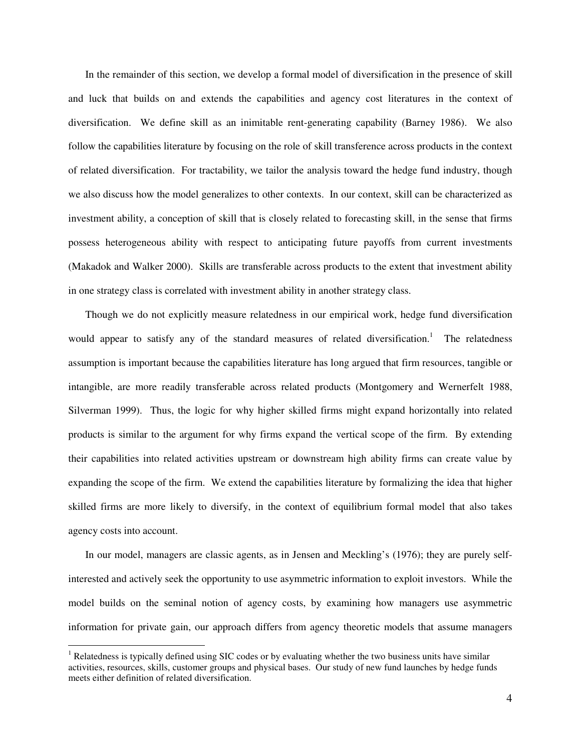In the remainder of this section, we develop a formal model of diversification in the presence of skill and luck that builds on and extends the capabilities and agency cost literatures in the context of diversification. We define skill as an inimitable rent-generating capability (Barney 1986). We also follow the capabilities literature by focusing on the role of skill transference across products in the context of related diversification. For tractability, we tailor the analysis toward the hedge fund industry, though we also discuss how the model generalizes to other contexts. In our context, skill can be characterized as investment ability, a conception of skill that is closely related to forecasting skill, in the sense that firms possess heterogeneous ability with respect to anticipating future payoffs from current investments (Makadok and Walker 2000). Skills are transferable across products to the extent that investment ability in one strategy class is correlated with investment ability in another strategy class.

Though we do not explicitly measure relatedness in our empirical work, hedge fund diversification would appear to satisfy any of the standard measures of related diversification.[1] The relatedness assumption is important because the capabilities literature has long argued that firm resources, tangible or intangible, are more readily transferable across related products (Montgomery and Wernerfelt 1988, Silverman 1999). Thus, the logic for why higher skilled firms might expand horizontally into related products is similar to the argument for why firms expand the vertical scope of the firm. By extending their capabilities into related activities upstream or downstream high ability firms can create value by expanding the scope of the firm. We extend the capabilities literature by formalizing the idea that higher skilled firms are more likely to diversify, in the context of equilibrium formal model that also takes agency costs into account.

In our model, managers are classic agents, as in Jensen and Meckling's (1976); they are purely self-interested and actively seek the opportunity to use asymmetric information to exploit investors. While the model builds on the seminal notion of agency costs, by examining how managers use asymmetric information for private gain, our approach differs from agency theoretic models that assume managers

[1] Relatedness is typically defined using SIC codes or by evaluating whether the two business units have similar activities, resources, skills, customer groups and physical bases. Our study of new fund launches by hedge funds meets either definition of related diversification.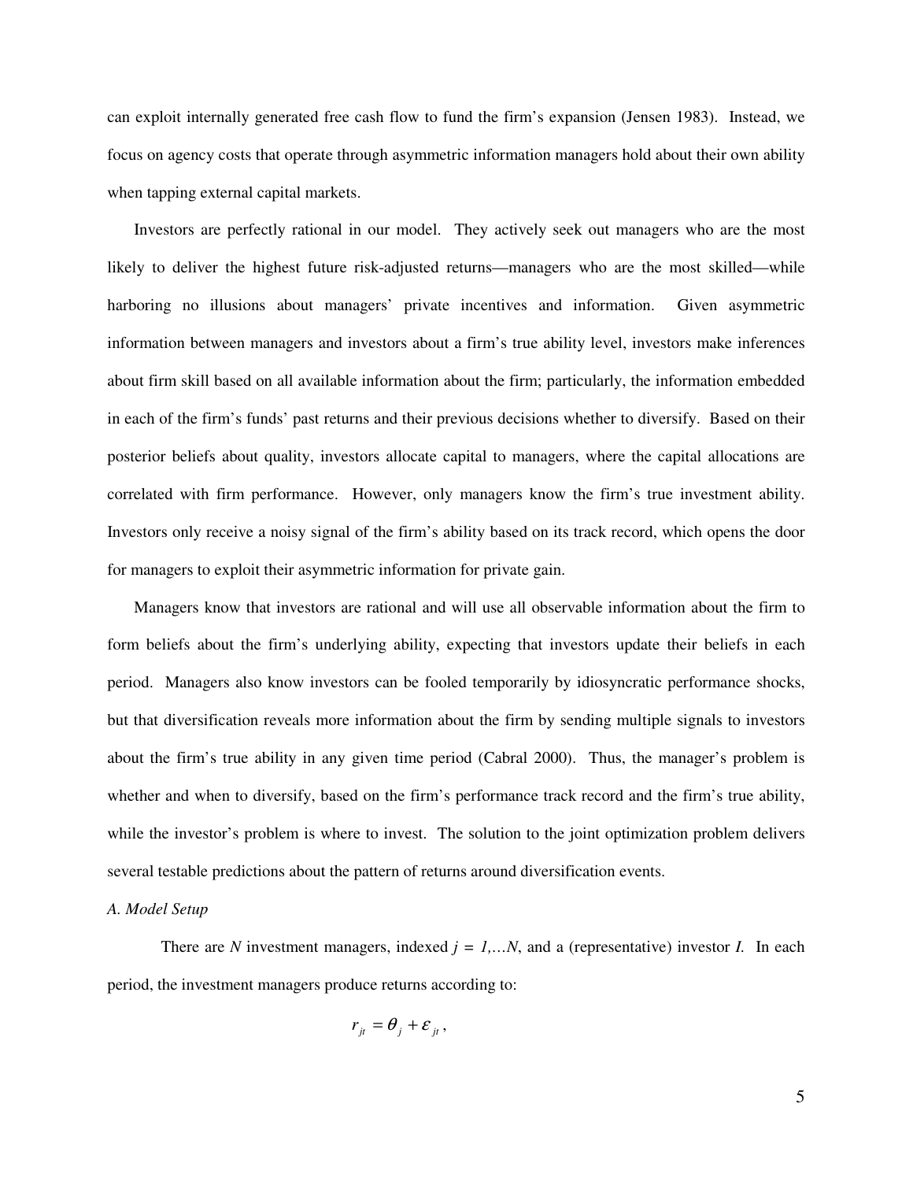can exploit internally generated free cash flow to fund the firm's expansion (Jensen 1983). Instead, we focus on agency costs that operate through asymmetric information managers hold about their own ability when tapping external capital markets.

Investors are perfectly rational in our model. They actively seek out managers who are the most likely to deliver the highest future risk-adjusted returns—managers who are the most skilled—while harboring no illusions about managers' private incentives and information. Given asymmetric information between managers and investors about a firm's true ability level, investors make inferences about firm skill based on all available information about the firm; particularly, the information embedded in each of the firm's funds' past returns and their previous decisions whether to diversify. Based on their posterior beliefs about quality, investors allocate capital to managers, where the capital allocations are correlated with firm performance. However, only managers know the firm's true investment ability. Investors only receive a noisy signal of the firm's ability based on its track record, which opens the door for managers to exploit their asymmetric information for private gain.

Managers know that investors are rational and will use all observable information about the firm to form beliefs about the firm's underlying ability, expecting that investors update their beliefs in each period. Managers also know investors can be fooled temporarily by idiosyncratic performance shocks, but that diversification reveals more information about the firm by sending multiple signals to investors about the firm's true ability in any given time period (Cabral 2000). Thus, the manager's problem is whether and when to diversify, based on the firm's performance track record and the firm's true ability, while the investor's problem is where to invest. The solution to the joint optimization problem delivers several testable predictions about the pattern of returns around diversification events.

*A. Model Setup*

There are $N$ investment managers, indexed $j = 1,\ldots N$, and a (representative) investor $I$. In each period, the investment managers produce returns according to:

$$r_{jt} = \theta_j + \varepsilon_{jt},$$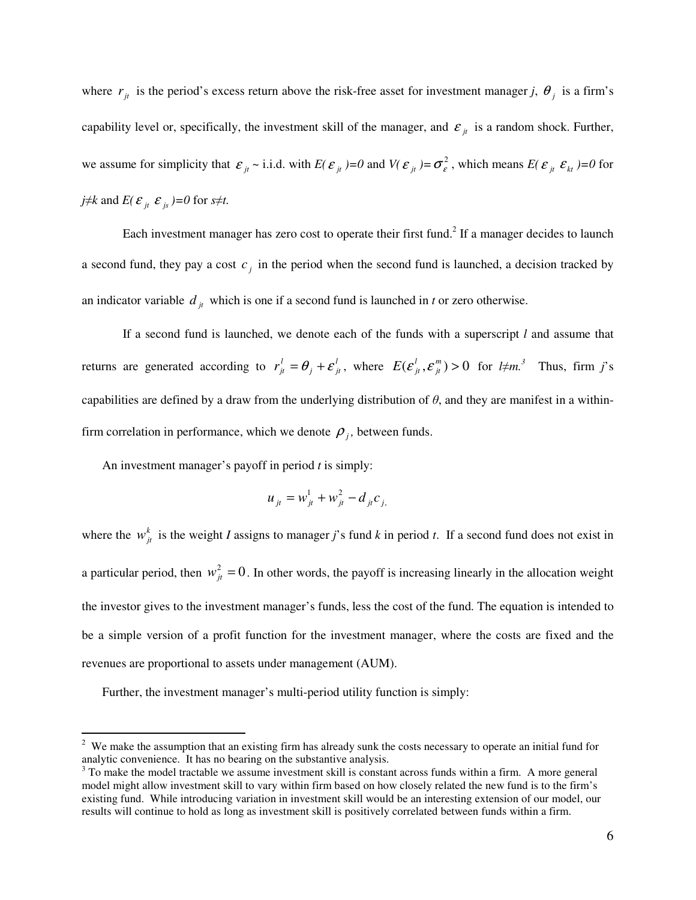where $r_{jt}$ is the period's excess return above the risk-free asset for investment manager *j*, $\theta_j$ is a firm's capability level or, specifically, the investment skill of the manager, and $\varepsilon_{jt}$ is a random shock. Further, we assume for simplicity that $\varepsilon_{jt}$ ~ i.i.d. with $E(\varepsilon_{jt})=0$ and $V(\varepsilon_{jt})=\sigma_{\varepsilon}^2$, which means $E(\varepsilon_{jt}\ \varepsilon_{kt})=0$ for $j\neq k$ and $E(\varepsilon_{jt}\ \varepsilon_{js})=0$ for $s\neq t$.

Each investment manager has zero cost to operate their first fund.[2] If a manager decides to launch a second fund, they pay a cost $c_j$ in the period when the second fund is launched, a decision tracked by an indicator variable $d_{jt}$ which is one if a second fund is launched in *t* or zero otherwise.

If a second fund is launched, we denote each of the funds with a superscript *l* and assume that returns are generated according to $r_{jt}^l = \theta_j + \varepsilon_{jt}^l$, where $E(\varepsilon_{jt}^l, \varepsilon_{jt}^m) > 0$ for $l\neq m$.[3] Thus, firm *j*'s capabilities are defined by a draw from the underlying distribution of $\theta$, and they are manifest in a within-firm correlation in performance, which we denote $\rho_j$, between funds.

An investment manager's payoff in period *t* is simply:

$$u_{jt} = w_{jt}^1 + w_{jt}^2 - d_{jt}c_j,$$

where the $w_{jt}^k$ is the weight *I* assigns to manager *j*'s fund *k* in period *t*. If a second fund does not exist in a particular period, then $w_{jt}^2 = 0$. In other words, the payoff is increasing linearly in the allocation weight the investor gives to the investment manager's funds, less the cost of the fund. The equation is intended to be a simple version of a profit function for the investment manager, where the costs are fixed and the revenues are proportional to assets under management (AUM).

Further, the investment manager's multi-period utility function is simply:

---

[2] We make the assumption that an existing firm has already sunk the costs necessary to operate an initial fund for analytic convenience. It has no bearing on the substantive analysis.

[3] To make the model tractable we assume investment skill is constant across funds within a firm. A more general model might allow investment skill to vary within firm based on how closely related the new fund is to the firm's existing fund. While introducing variation in investment skill would be an interesting extension of our model, our results will continue to hold as long as investment skill is positively correlated between funds within a firm.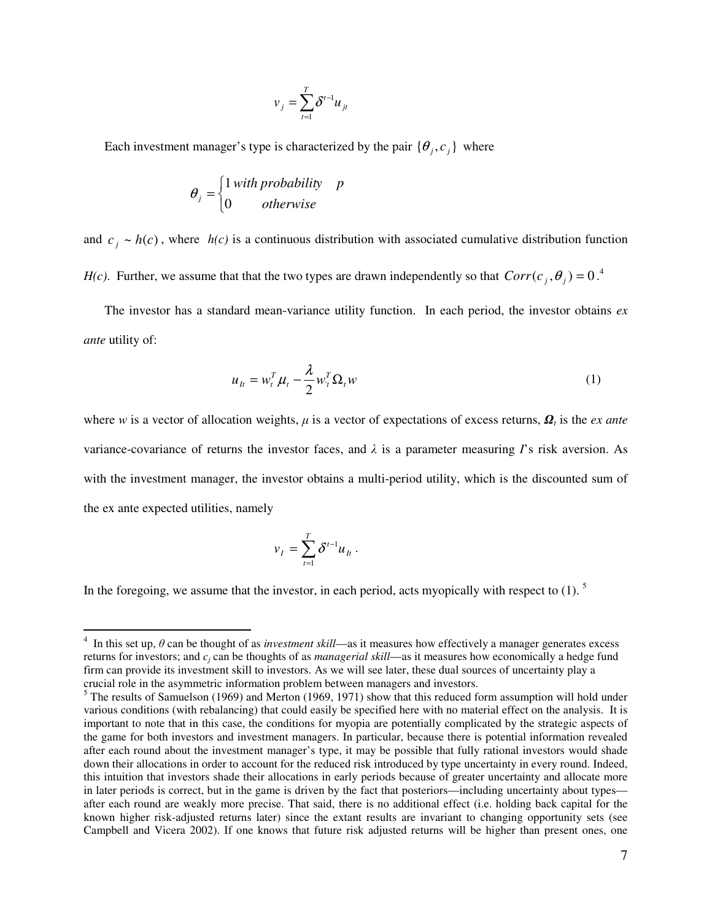$$v_j = \sum_{t=1}^{T} \delta^{t-1} u_{jt}$$

Each investment manager's type is characterized by the pair $\{\theta_j, c_j\}$ where

$$\theta_j = \begin{cases} 1 \; with \; probability & p \\ 0 \qquad otherwise \end{cases}$$

and $c_j \sim h(c)$, where $h(c)$ is a continuous distribution with associated cumulative distribution function *H(c)*. Further, we assume that that the two types are drawn independently so that $Corr(c_j, \theta_j) = 0$.[4]

The investor has a standard mean-variance utility function. In each period, the investor obtains *ex ante* utility of:

$$u_{It} = w_t^T \mu_t - \frac{\lambda}{2} w_t^T \Omega_t w \tag{1}$$

where $w$ is a vector of allocation weights, $\mu$ is a vector of expectations of excess returns, $\boldsymbol{\Omega}_t$ is the *ex ante* variance-covariance of returns the investor faces, and $\lambda$ is a parameter measuring *I*'s risk aversion. As with the investment manager, the investor obtains a multi-period utility, which is the discounted sum of the ex ante expected utilities, namely

$$v_I = \sum_{t=1}^{T} \delta^{t-1} u_{It} \, .$$

In the foregoing, we assume that the investor, in each period, acts myopically with respect to (1).[5]

---

[4] In this set up, $\theta$ can be thought of as *investment skill*—as it measures how effectively a manager generates excess returns for investors; and $c_j$ can be thoughts of as *managerial skill*—as it measures how economically a hedge fund firm can provide its investment skill to investors. As we will see later, these dual sources of uncertainty play a crucial role in the asymmetric information problem between managers and investors.

[5] The results of Samuelson (1969) and Merton (1969, 1971) show that this reduced form assumption will hold under various conditions (with rebalancing) that could easily be specified here with no material effect on the analysis. It is important to note that in this case, the conditions for myopia are potentially complicated by the strategic aspects of the game for both investors and investment managers. In particular, because there is potential information revealed after each round about the investment manager's type, it may be possible that fully rational investors would shade down their allocations in order to account for the reduced risk introduced by type uncertainty in every round. Indeed, this intuition that investors shade their allocations in early periods because of greater uncertainty and allocate more in later periods is correct, but in the game is driven by the fact that posteriors—including uncertainty about types—after each round are weakly more precise. That said, there is no additional effect (i.e. holding back capital for the known higher risk-adjusted returns later) since the extant results are invariant to changing opportunity sets (see Campbell and Vicera 2002). If one knows that future risk adjusted returns will be higher than present ones, one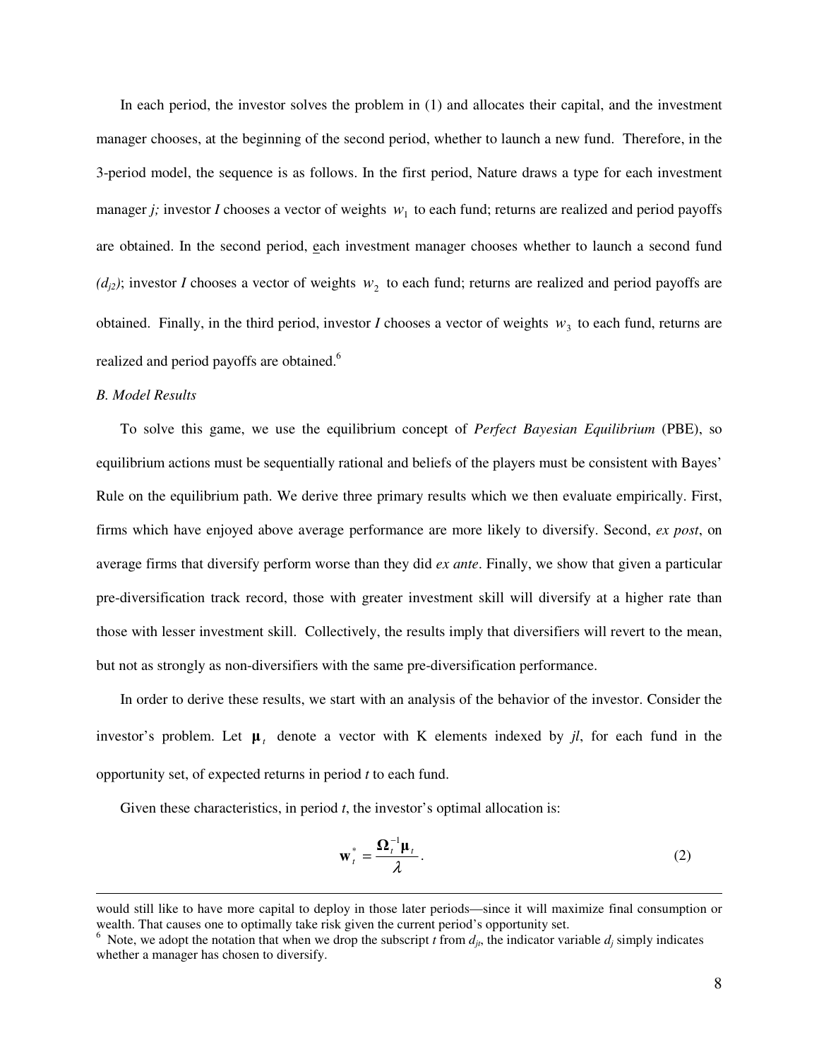In each period, the investor solves the problem in (1) and allocates their capital, and the investment manager chooses, at the beginning of the second period, whether to launch a new fund. Therefore, in the 3-period model, the sequence is as follows. In the first period, Nature draws a type for each investment manager *j;* investor *I* chooses a vector of weights $w_1$ to each fund; returns are realized and period payoffs are obtained. In the second period, each investment manager chooses whether to launch a second fund *($d_{j2}$)*; investor *I* chooses a vector of weights $w_2$ to each fund; returns are realized and period payoffs are obtained. Finally, in the third period, investor *I* chooses a vector of weights $w_3$ to each fund, returns are realized and period payoffs are obtained.[6]

*B. Model Results*

To solve this game, we use the equilibrium concept of *Perfect Bayesian Equilibrium* (PBE), so equilibrium actions must be sequentially rational and beliefs of the players must be consistent with Bayes' Rule on the equilibrium path. We derive three primary results which we then evaluate empirically. First, firms which have enjoyed above average performance are more likely to diversify. Second, *ex post*, on average firms that diversify perform worse than they did *ex ante*. Finally, we show that given a particular pre-diversification track record, those with greater investment skill will diversify at a higher rate than those with lesser investment skill. Collectively, the results imply that diversifiers will revert to the mean, but not as strongly as non-diversifiers with the same pre-diversification performance.

In order to derive these results, we start with an analysis of the behavior of the investor. Consider the investor's problem. Let $\boldsymbol{\mu}_t$ denote a vector with K elements indexed by *jl*, for each fund in the opportunity set, of expected returns in period *t* to each fund.

Given these characteristics, in period *t*, the investor's optimal allocation is:

$$\mathbf{w}_t^* = \frac{\boldsymbol{\Omega}_t^{-1}\boldsymbol{\mu}_t}{\lambda}. \tag{2}$$

---

would still like to have more capital to deploy in those later periods—since it will maximize final consumption or wealth. That causes one to optimally take risk given the current period's opportunity set.

[6] Note, we adopt the notation that when we drop the subscript *t* from $d_{jt}$, the indicator variable $d_j$ simply indicates whether a manager has chosen to diversify.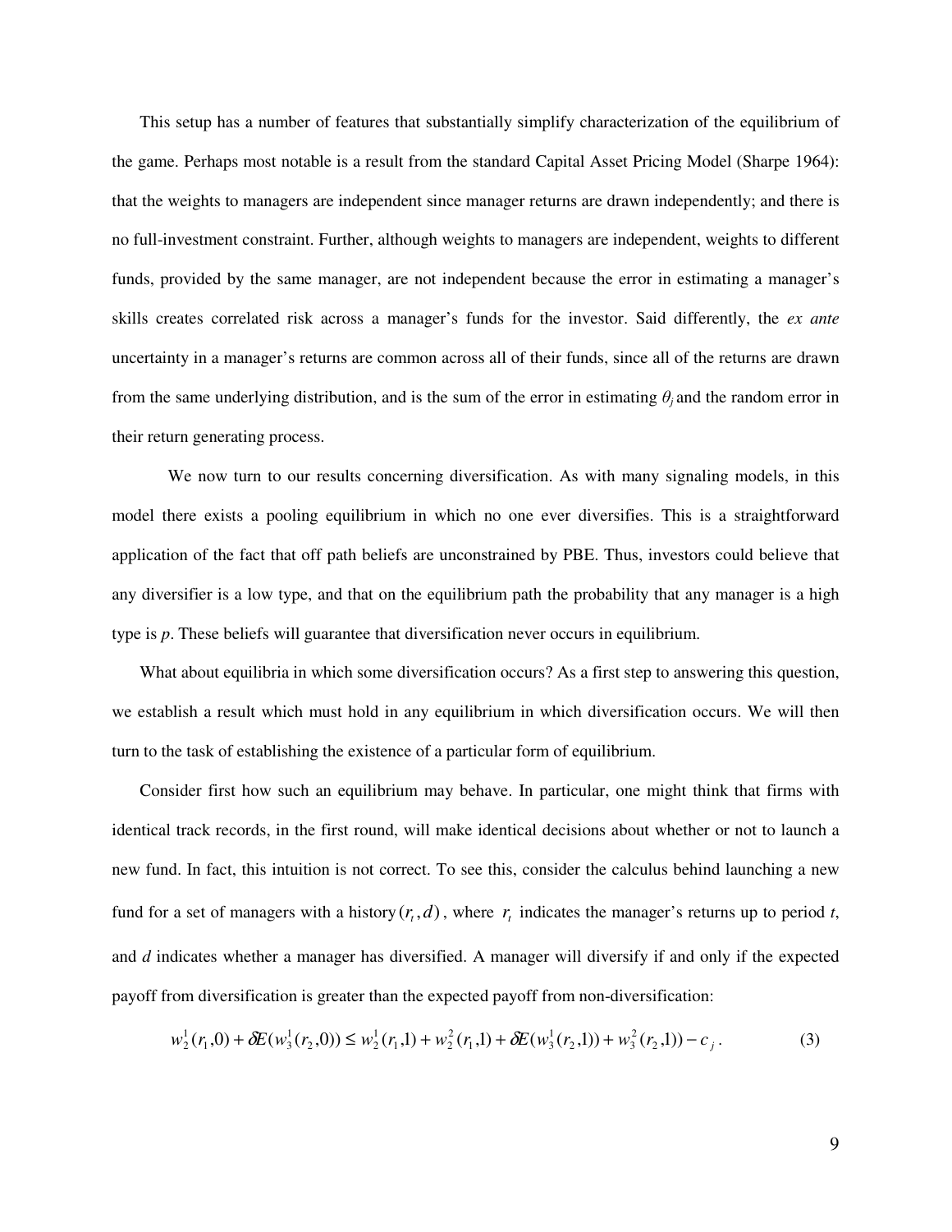This setup has a number of features that substantially simplify characterization of the equilibrium of the game. Perhaps most notable is a result from the standard Capital Asset Pricing Model (Sharpe 1964): that the weights to managers are independent since manager returns are drawn independently; and there is no full-investment constraint. Further, although weights to managers are independent, weights to different funds, provided by the same manager, are not independent because the error in estimating a manager's skills creates correlated risk across a manager's funds for the investor. Said differently, the *ex ante* uncertainty in a manager's returns are common across all of their funds, since all of the returns are drawn from the same underlying distribution, and is the sum of the error in estimating $\theta_j$ and the random error in their return generating process.

We now turn to our results concerning diversification. As with many signaling models, in this model there exists a pooling equilibrium in which no one ever diversifies. This is a straightforward application of the fact that off path beliefs are unconstrained by PBE. Thus, investors could believe that any diversifier is a low type, and that on the equilibrium path the probability that any manager is a high type is *p*. These beliefs will guarantee that diversification never occurs in equilibrium.

What about equilibria in which some diversification occurs? As a first step to answering this question, we establish a result which must hold in any equilibrium in which diversification occurs. We will then turn to the task of establishing the existence of a particular form of equilibrium.

Consider first how such an equilibrium may behave. In particular, one might think that firms with identical track records, in the first round, will make identical decisions about whether or not to launch a new fund. In fact, this intuition is not correct. To see this, consider the calculus behind launching a new fund for a set of managers with a history $(r_t, d)$, where $r_t$ indicates the manager's returns up to period *t*, and *d* indicates whether a manager has diversified. A manager will diversify if and only if the expected payoff from diversification is greater than the expected payoff from non-diversification:

$$w_2^1(r_1,0) + \delta E(w_3^1(r_2,0)) \leq w_2^1(r_1,1) + w_2^2(r_1,1) + \delta E(w_3^1(r_2,1)) + w_3^2(r_2,1)) - c_j \,. \tag{3}$$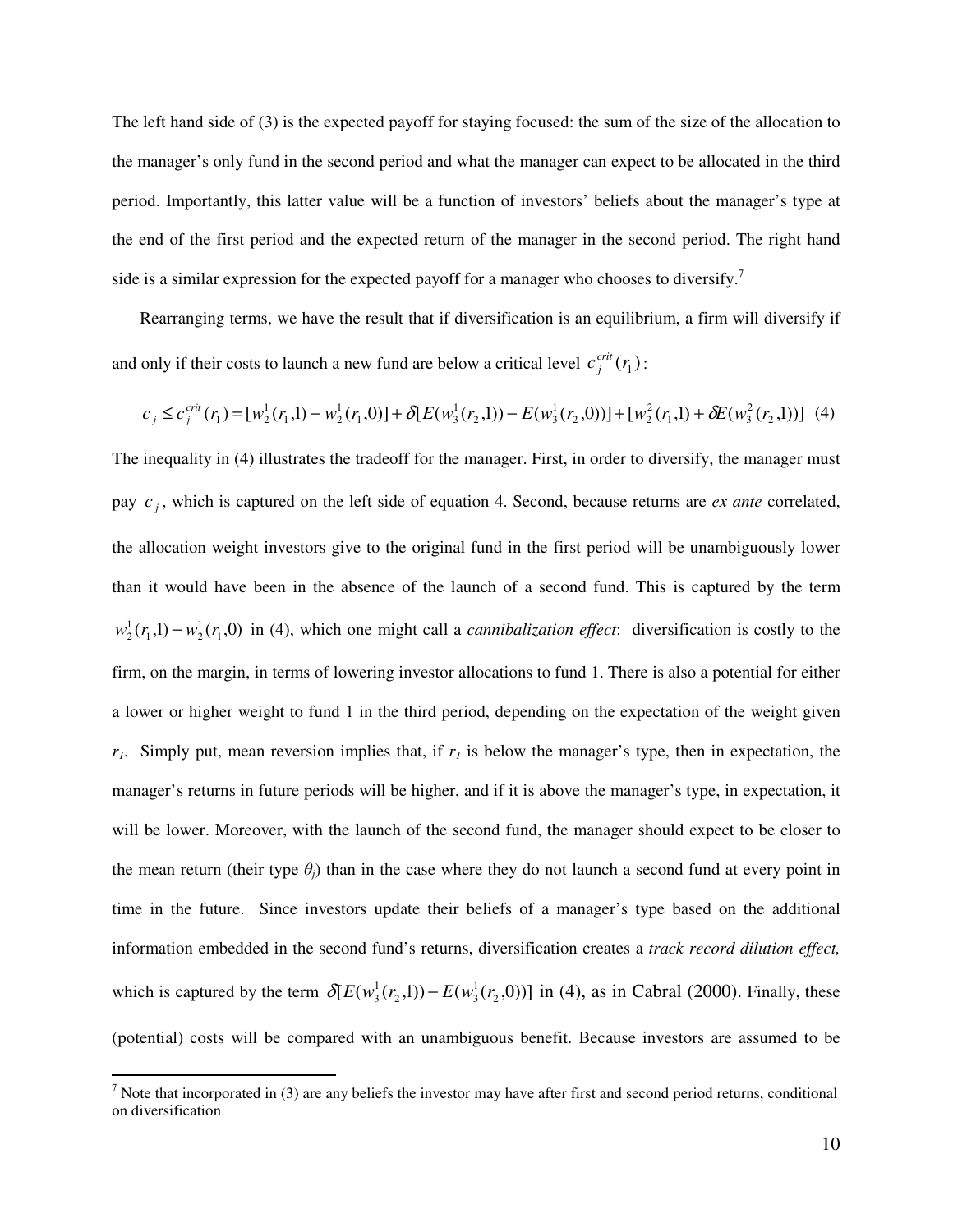The left hand side of (3) is the expected payoff for staying focused: the sum of the size of the allocation to the manager's only fund in the second period and what the manager can expect to be allocated in the third period. Importantly, this latter value will be a function of investors' beliefs about the manager's type at the end of the first period and the expected return of the manager in the second period. The right hand side is a similar expression for the expected payoff for a manager who chooses to diversify.[7]

Rearranging terms, we have the result that if diversification is an equilibrium, a firm will diversify if and only if their costs to launch a new fund are below a critical level $c_j^{crit}(r_1)$:

$$c_j \leq c_j^{crit}(r_1) = [w_2^1(r_1,1) - w_2^1(r_1,0)] + \delta[E(w_3^1(r_2,1)) - E(w_3^1(r_2,0))] + [w_2^2(r_1,1) + \delta E(w_3^2(r_2,1))] \quad (4)$$

The inequality in (4) illustrates the tradeoff for the manager. First, in order to diversify, the manager must pay $c_j$, which is captured on the left side of equation 4. Second, because returns are *ex ante* correlated, the allocation weight investors give to the original fund in the first period will be unambiguously lower than it would have been in the absence of the launch of a second fund. This is captured by the term $w_2^1(r_1,1) - w_2^1(r_1,0)$ in (4), which one might call a *cannibalization effect*: diversification is costly to the firm, on the margin, in terms of lowering investor allocations to fund 1. There is also a potential for either a lower or higher weight to fund 1 in the third period, depending on the expectation of the weight given $r_1$. Simply put, mean reversion implies that, if $r_1$ is below the manager's type, then in expectation, the manager's returns in future periods will be higher, and if it is above the manager's type, in expectation, it will be lower. Moreover, with the launch of the second fund, the manager should expect to be closer to the mean return (their type $\theta_j$) than in the case where they do not launch a second fund at every point in time in the future. Since investors update their beliefs of a manager's type based on the additional information embedded in the second fund's returns, diversification creates a *track record dilution effect,* which is captured by the term $\delta[E(w_3^1(r_2,1)) - E(w_3^1(r_2,0))]$ in (4), as in Cabral (2000). Finally, these (potential) costs will be compared with an unambiguous benefit. Because investors are assumed to be

[7] Note that incorporated in (3) are any beliefs the investor may have after first and second period returns, conditional on diversification.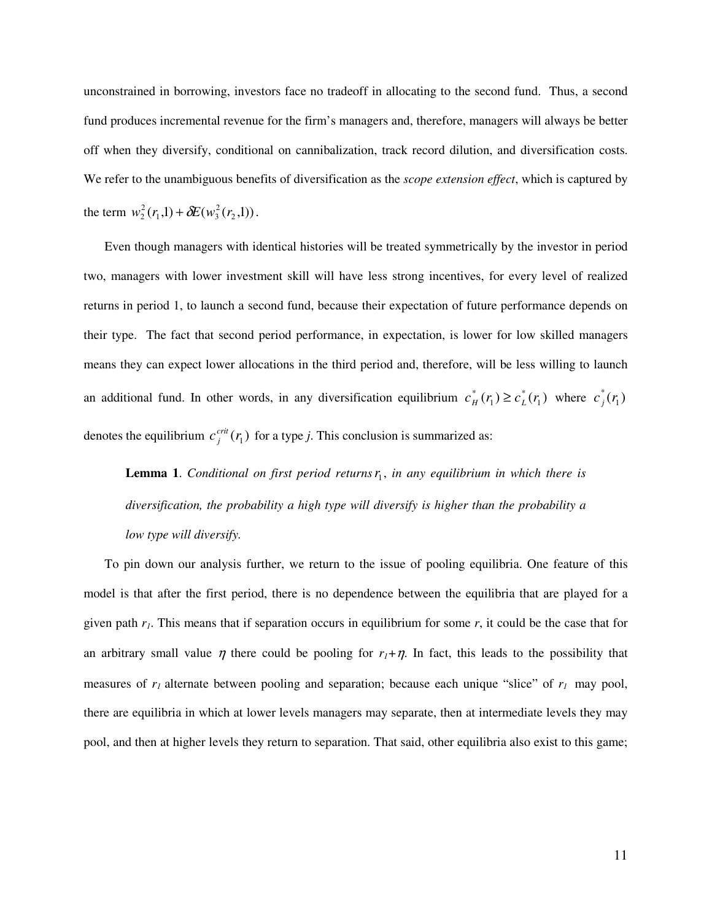unconstrained in borrowing, investors face no tradeoff in allocating to the second fund. Thus, a second fund produces incremental revenue for the firm's managers and, therefore, managers will always be better off when they diversify, conditional on cannibalization, track record dilution, and diversification costs. We refer to the unambiguous benefits of diversification as the *scope extension effect*, which is captured by the term $w_2^2(r_1,1) + \delta E(w_3^2(r_2,1))$.

Even though managers with identical histories will be treated symmetrically by the investor in period two, managers with lower investment skill will have less strong incentives, for every level of realized returns in period 1, to launch a second fund, because their expectation of future performance depends on their type. The fact that second period performance, in expectation, is lower for low skilled managers means they can expect lower allocations in the third period and, therefore, will be less willing to launch an additional fund. In other words, in any diversification equilibrium $c_H^*(r_1) \geq c_L^*(r_1)$ where $c_j^*(r_1)$ denotes the equilibrium $c_j^{crit}(r_1)$ for a type *j*. This conclusion is summarized as:

> **Lemma 1**. *Conditional on first period returns* $r_1$, *in any equilibrium in which there is diversification, the probability a high type will diversify is higher than the probability a low type will diversify.*

To pin down our analysis further, we return to the issue of pooling equilibria. One feature of this model is that after the first period, there is no dependence between the equilibria that are played for a given path $r_1$. This means that if separation occurs in equilibrium for some $r$, it could be the case that for an arbitrary small value $\eta$ there could be pooling for $r_1+\eta$. In fact, this leads to the possibility that measures of $r_1$ alternate between pooling and separation; because each unique "slice" of $r_1$ may pool, there are equilibria in which at lower levels managers may separate, then at intermediate levels they may pool, and then at higher levels they return to separation. That said, other equilibria also exist to this game;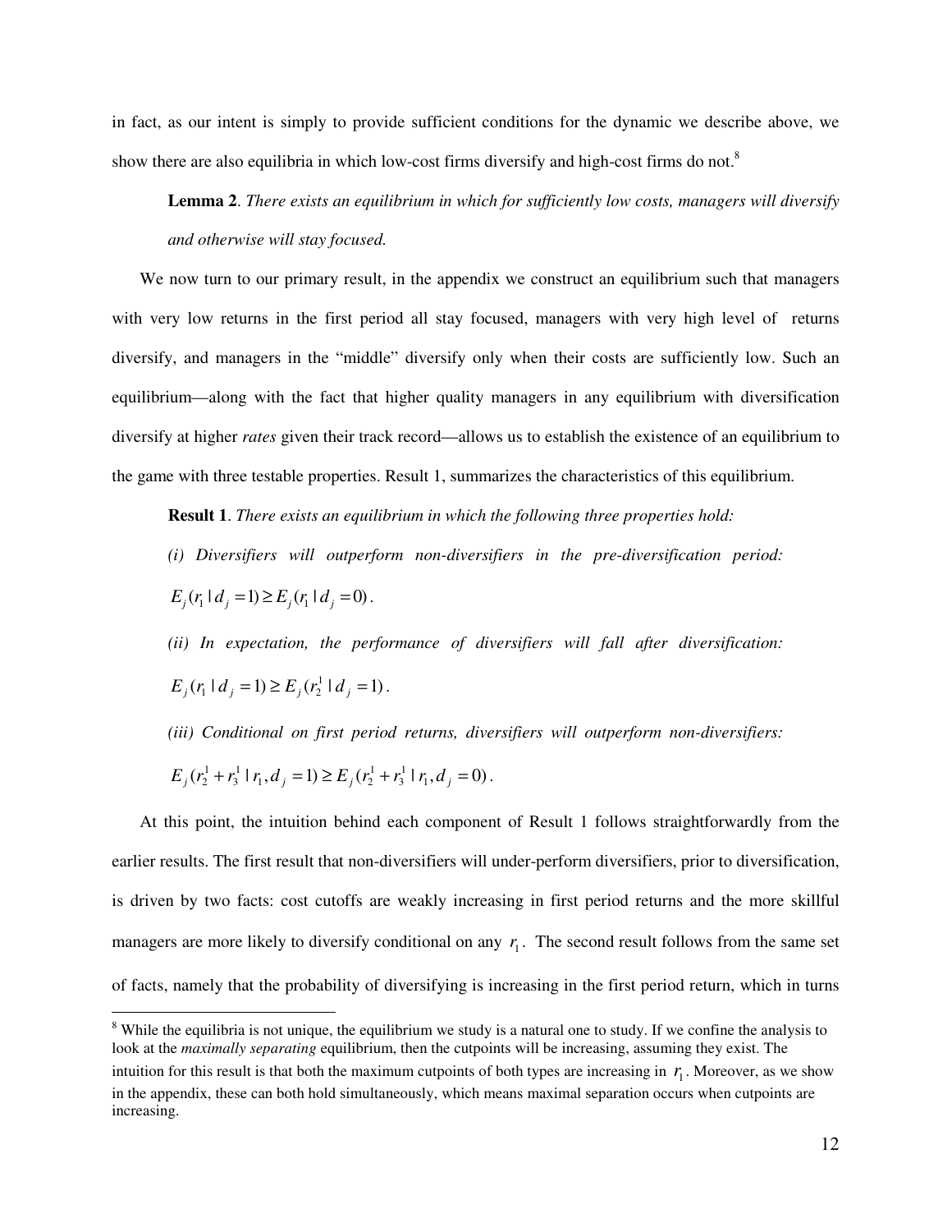in fact, as our intent is simply to provide sufficient conditions for the dynamic we describe above, we show there are also equilibria in which low-cost firms diversify and high-cost firms do not.[8]

**Lemma 2**. *There exists an equilibrium in which for sufficiently low costs, managers will diversify and otherwise will stay focused.*

We now turn to our primary result, in the appendix we construct an equilibrium such that managers with very low returns in the first period all stay focused, managers with very high level of returns diversify, and managers in the "middle" diversify only when their costs are sufficiently low. Such an equilibrium—along with the fact that higher quality managers in any equilibrium with diversification diversify at higher *rates* given their track record—allows us to establish the existence of an equilibrium to the game with three testable properties. Result 1, summarizes the characteristics of this equilibrium.

**Result 1**. *There exists an equilibrium in which the following three properties hold:*

*(i) Diversifiers will outperform non-diversifiers in the pre-diversification period:* $E_j(r_1 \mid d_j = 1) \geq E_j(r_1 \mid d_j = 0)$.

*(ii) In expectation, the performance of diversifiers will fall after diversification:* $E_j(r_1 \mid d_j = 1) \geq E_j(r_2^1 \mid d_j = 1)$.

*(iii) Conditional on first period returns, diversifiers will outperform non-diversifiers:* $E_j(r_2^1 + r_3^1 \mid r_1, d_j = 1) \geq E_j(r_2^1 + r_3^1 \mid r_1, d_j = 0)$.

At this point, the intuition behind each component of Result 1 follows straightforwardly from the earlier results. The first result that non-diversifiers will under-perform diversifiers, prior to diversification, is driven by two facts: cost cutoffs are weakly increasing in first period returns and the more skillful managers are more likely to diversify conditional on any $r_1$. The second result follows from the same set of facts, namely that the probability of diversifying is increasing in the first period return, which in turns

[8] While the equilibria is not unique, the equilibrium we study is a natural one to study. If we confine the analysis to look at the *maximally separating* equilibrium, then the cutpoints will be increasing, assuming they exist. The intuition for this result is that both the maximum cutpoints of both types are increasing in $r_1$. Moreover, as we show in the appendix, these can both hold simultaneously, which means maximal separation occurs when cutpoints are increasing.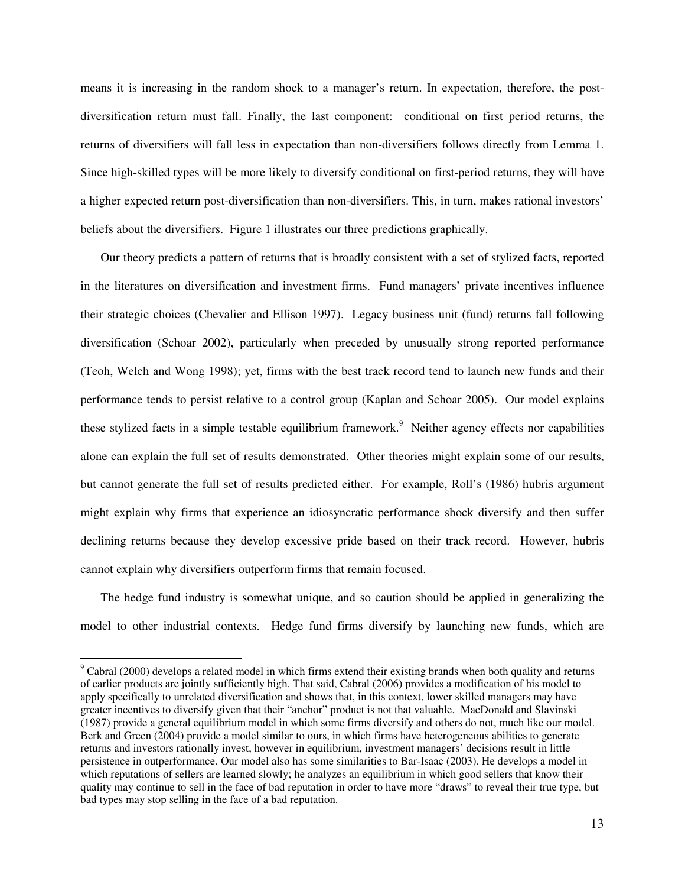means it is increasing in the random shock to a manager's return. In expectation, therefore, the post-diversification return must fall. Finally, the last component: conditional on first period returns, the returns of diversifiers will fall less in expectation than non-diversifiers follows directly from Lemma 1. Since high-skilled types will be more likely to diversify conditional on first-period returns, they will have a higher expected return post-diversification than non-diversifiers. This, in turn, makes rational investors' beliefs about the diversifiers. Figure 1 illustrates our three predictions graphically.

Our theory predicts a pattern of returns that is broadly consistent with a set of stylized facts, reported in the literatures on diversification and investment firms. Fund managers' private incentives influence their strategic choices (Chevalier and Ellison 1997). Legacy business unit (fund) returns fall following diversification (Schoar 2002), particularly when preceded by unusually strong reported performance (Teoh, Welch and Wong 1998); yet, firms with the best track record tend to launch new funds and their performance tends to persist relative to a control group (Kaplan and Schoar 2005). Our model explains these stylized facts in a simple testable equilibrium framework.[9] Neither agency effects nor capabilities alone can explain the full set of results demonstrated. Other theories might explain some of our results, but cannot generate the full set of results predicted either. For example, Roll's (1986) hubris argument might explain why firms that experience an idiosyncratic performance shock diversify and then suffer declining returns because they develop excessive pride based on their track record. However, hubris cannot explain why diversifiers outperform firms that remain focused.

The hedge fund industry is somewhat unique, and so caution should be applied in generalizing the model to other industrial contexts. Hedge fund firms diversify by launching new funds, which are

---

[9] Cabral (2000) develops a related model in which firms extend their existing brands when both quality and returns of earlier products are jointly sufficiently high. That said, Cabral (2006) provides a modification of his model to apply specifically to unrelated diversification and shows that, in this context, lower skilled managers may have greater incentives to diversify given that their "anchor" product is not that valuable. MacDonald and Slavinski (1987) provide a general equilibrium model in which some firms diversify and others do not, much like our model. Berk and Green (2004) provide a model similar to ours, in which firms have heterogeneous abilities to generate returns and investors rationally invest, however in equilibrium, investment managers' decisions result in little persistence in outperformance. Our model also has some similarities to Bar-Isaac (2003). He develops a model in which reputations of sellers are learned slowly; he analyzes an equilibrium in which good sellers that know their quality may continue to sell in the face of bad reputation in order to have more "draws" to reveal their true type, but bad types may stop selling in the face of a bad reputation.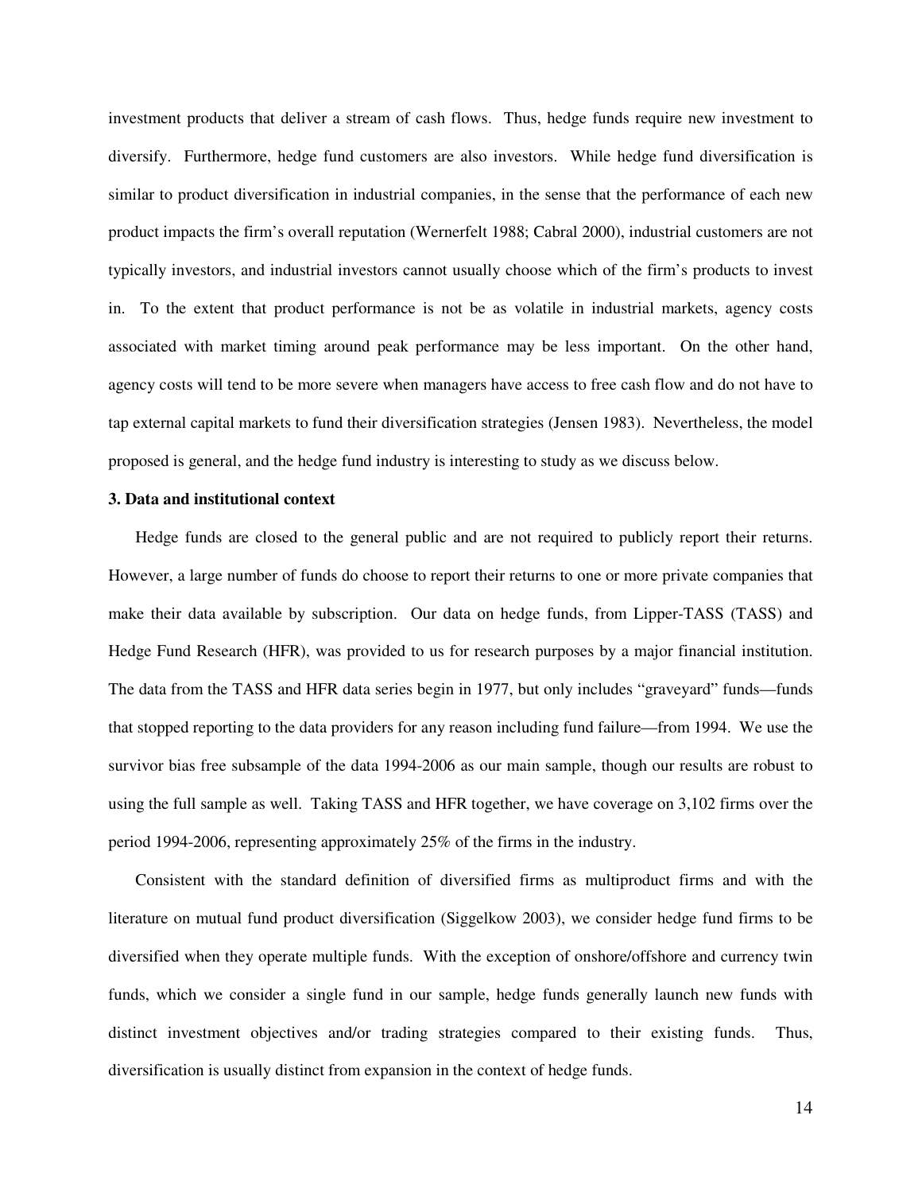investment products that deliver a stream of cash flows. Thus, hedge funds require new investment to diversify. Furthermore, hedge fund customers are also investors. While hedge fund diversification is similar to product diversification in industrial companies, in the sense that the performance of each new product impacts the firm's overall reputation (Wernerfelt 1988; Cabral 2000), industrial customers are not typically investors, and industrial investors cannot usually choose which of the firm's products to invest in. To the extent that product performance is not be as volatile in industrial markets, agency costs associated with market timing around peak performance may be less important. On the other hand, agency costs will tend to be more severe when managers have access to free cash flow and do not have to tap external capital markets to fund their diversification strategies (Jensen 1983). Nevertheless, the model proposed is general, and the hedge fund industry is interesting to study as we discuss below.

### 3. Data and institutional context

Hedge funds are closed to the general public and are not required to publicly report their returns. However, a large number of funds do choose to report their returns to one or more private companies that make their data available by subscription. Our data on hedge funds, from Lipper-TASS (TASS) and Hedge Fund Research (HFR), was provided to us for research purposes by a major financial institution. The data from the TASS and HFR data series begin in 1977, but only includes "graveyard" funds—funds that stopped reporting to the data providers for any reason including fund failure—from 1994. We use the survivor bias free subsample of the data 1994-2006 as our main sample, though our results are robust to using the full sample as well. Taking TASS and HFR together, we have coverage on 3,102 firms over the period 1994-2006, representing approximately 25% of the firms in the industry.

Consistent with the standard definition of diversified firms as multiproduct firms and with the literature on mutual fund product diversification (Siggelkow 2003), we consider hedge fund firms to be diversified when they operate multiple funds. With the exception of onshore/offshore and currency twin funds, which we consider a single fund in our sample, hedge funds generally launch new funds with distinct investment objectives and/or trading strategies compared to their existing funds. Thus, diversification is usually distinct from expansion in the context of hedge funds.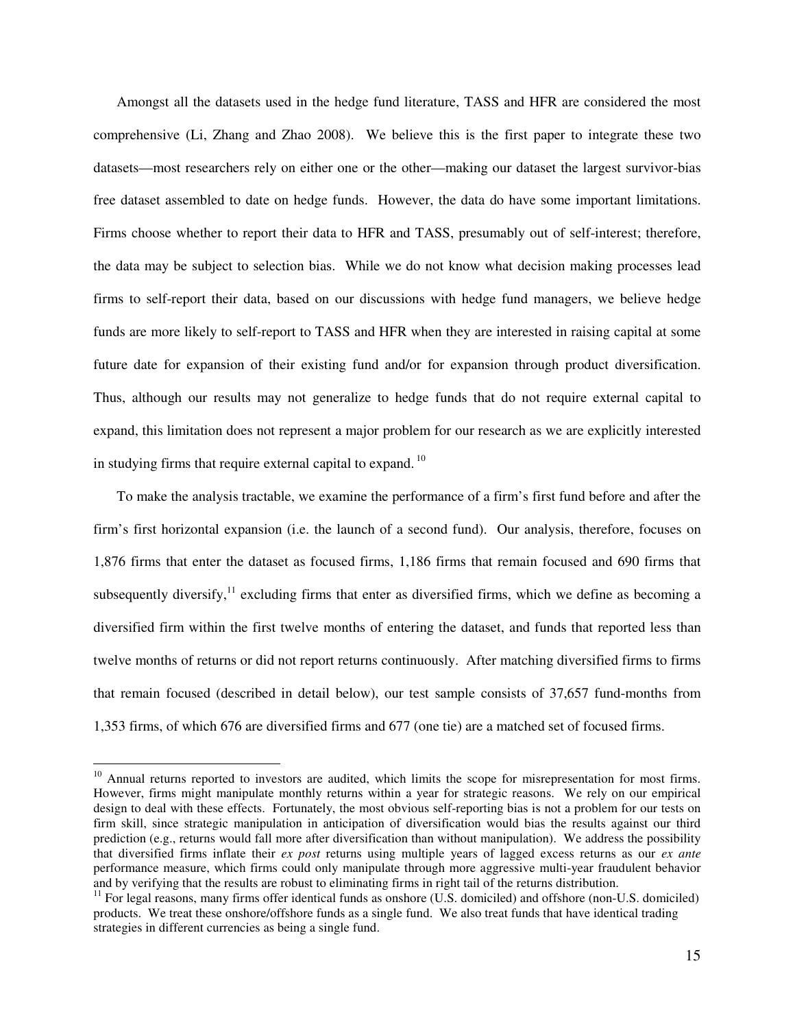Amongst all the datasets used in the hedge fund literature, TASS and HFR are considered the most comprehensive (Li, Zhang and Zhao 2008). We believe this is the first paper to integrate these two datasets—most researchers rely on either one or the other—making our dataset the largest survivor-bias free dataset assembled to date on hedge funds. However, the data do have some important limitations. Firms choose whether to report their data to HFR and TASS, presumably out of self-interest; therefore, the data may be subject to selection bias. While we do not know what decision making processes lead firms to self-report their data, based on our discussions with hedge fund managers, we believe hedge funds are more likely to self-report to TASS and HFR when they are interested in raising capital at some future date for expansion of their existing fund and/or for expansion through product diversification. Thus, although our results may not generalize to hedge funds that do not require external capital to expand, this limitation does not represent a major problem for our research as we are explicitly interested in studying firms that require external capital to expand.[10]

To make the analysis tractable, we examine the performance of a firm's first fund before and after the firm's first horizontal expansion (i.e. the launch of a second fund). Our analysis, therefore, focuses on 1,876 firms that enter the dataset as focused firms, 1,186 firms that remain focused and 690 firms that subsequently diversify,[11] excluding firms that enter as diversified firms, which we define as becoming a diversified firm within the first twelve months of entering the dataset, and funds that reported less than twelve months of returns or did not report returns continuously. After matching diversified firms to firms that remain focused (described in detail below), our test sample consists of 37,657 fund-months from 1,353 firms, of which 676 are diversified firms and 677 (one tie) are a matched set of focused firms.

[10] Annual returns reported to investors are audited, which limits the scope for misrepresentation for most firms. However, firms might manipulate monthly returns within a year for strategic reasons. We rely on our empirical design to deal with these effects. Fortunately, the most obvious self-reporting bias is not a problem for our tests on firm skill, since strategic manipulation in anticipation of diversification would bias the results against our third prediction (e.g., returns would fall more after diversification than without manipulation). We address the possibility that diversified firms inflate their *ex post* returns using multiple years of lagged excess returns as our *ex ante* performance measure, which firms could only manipulate through more aggressive multi-year fraudulent behavior and by verifying that the results are robust to eliminating firms in right tail of the returns distribution.

[11] For legal reasons, many firms offer identical funds as onshore (U.S. domiciled) and offshore (non-U.S. domiciled) products. We treat these onshore/offshore funds as a single fund. We also treat funds that have identical trading strategies in different currencies as being a single fund.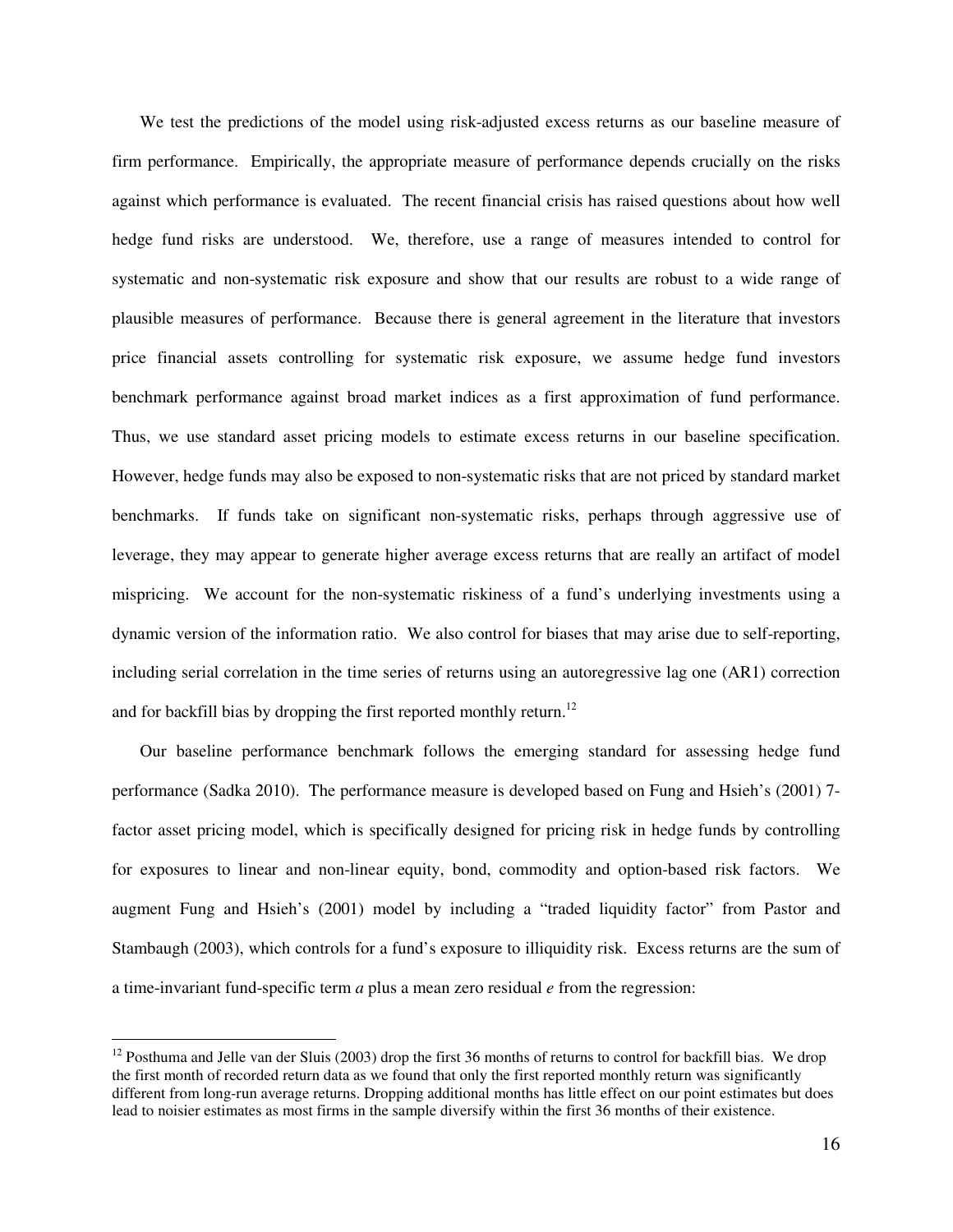We test the predictions of the model using risk-adjusted excess returns as our baseline measure of firm performance. Empirically, the appropriate measure of performance depends crucially on the risks against which performance is evaluated. The recent financial crisis has raised questions about how well hedge fund risks are understood. We, therefore, use a range of measures intended to control for systematic and non-systematic risk exposure and show that our results are robust to a wide range of plausible measures of performance. Because there is general agreement in the literature that investors price financial assets controlling for systematic risk exposure, we assume hedge fund investors benchmark performance against broad market indices as a first approximation of fund performance. Thus, we use standard asset pricing models to estimate excess returns in our baseline specification. However, hedge funds may also be exposed to non-systematic risks that are not priced by standard market benchmarks. If funds take on significant non-systematic risks, perhaps through aggressive use of leverage, they may appear to generate higher average excess returns that are really an artifact of model mispricing. We account for the non-systematic riskiness of a fund's underlying investments using a dynamic version of the information ratio. We also control for biases that may arise due to self-reporting, including serial correlation in the time series of returns using an autoregressive lag one (AR1) correction and for backfill bias by dropping the first reported monthly return.[12]

Our baseline performance benchmark follows the emerging standard for assessing hedge fund performance (Sadka 2010). The performance measure is developed based on Fung and Hsieh's (2001) 7-factor asset pricing model, which is specifically designed for pricing risk in hedge funds by controlling for exposures to linear and non-linear equity, bond, commodity and option-based risk factors. We augment Fung and Hsieh's (2001) model by including a "traded liquidity factor" from Pastor and Stambaugh (2003), which controls for a fund's exposure to illiquidity risk. Excess returns are the sum of a time-invariant fund-specific term $a$ plus a mean zero residual $e$ from the regression:

---

[12] Posthuma and Jelle van der Sluis (2003) drop the first 36 months of returns to control for backfill bias. We drop the first month of recorded return data as we found that only the first reported monthly return was significantly different from long-run average returns. Dropping additional months has little effect on our point estimates but does lead to noisier estimates as most firms in the sample diversify within the first 36 months of their existence.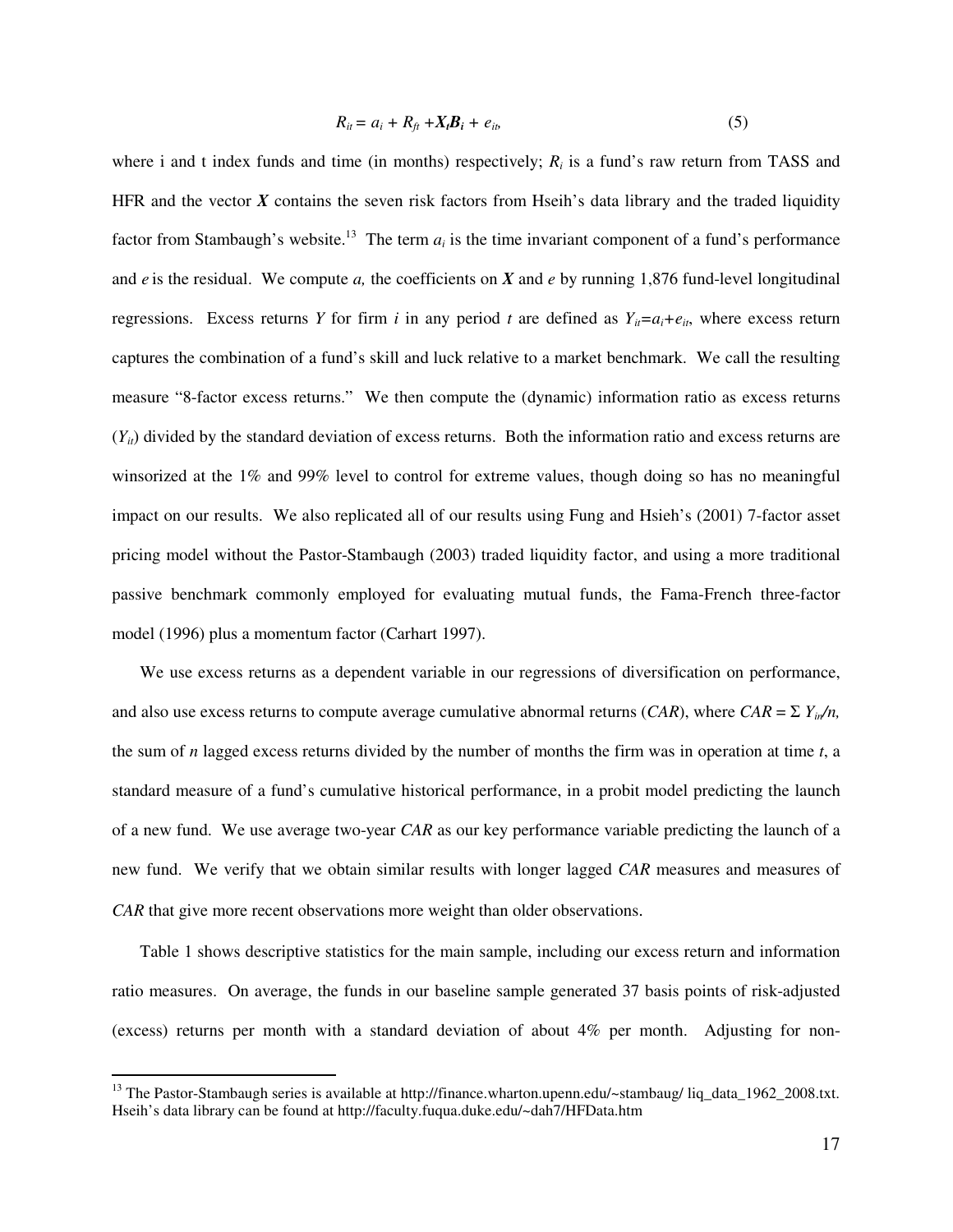$$R_{it} = a_i + R_{ft} + \boldsymbol{X_t B_i} + e_{it}, \tag{5}$$

where i and t index funds and time (in months) respectively; $R_i$ is a fund's raw return from TASS and HFR and the vector $\boldsymbol{X}$ contains the seven risk factors from Hseih's data library and the traded liquidity factor from Stambaugh's website.[13] The term $a_i$ is the time invariant component of a fund's performance and $e$ is the residual. We compute $a$, the coefficients on $\boldsymbol{X}$ and $e$ by running 1,876 fund-level longitudinal regressions. Excess returns $Y$ for firm $i$ in any period $t$ are defined as $Y_{it}=a_i+e_{it}$, where excess return captures the combination of a fund's skill and luck relative to a market benchmark. We call the resulting measure "8-factor excess returns." We then compute the (dynamic) information ratio as excess returns ($Y_{it}$) divided by the standard deviation of excess returns. Both the information ratio and excess returns are winsorized at the 1% and 99% level to control for extreme values, though doing so has no meaningful impact on our results. We also replicated all of our results using Fung and Hsieh's (2001) 7-factor asset pricing model without the Pastor-Stambaugh (2003) traded liquidity factor, and using a more traditional passive benchmark commonly employed for evaluating mutual funds, the Fama-French three-factor model (1996) plus a momentum factor (Carhart 1997).

We use excess returns as a dependent variable in our regressions of diversification on performance, and also use excess returns to compute average cumulative abnormal returns (*CAR*), where $CAR = \Sigma\, Y_{in}/n$, the sum of $n$ lagged excess returns divided by the number of months the firm was in operation at time $t$, a standard measure of a fund's cumulative historical performance, in a probit model predicting the launch of a new fund. We use average two-year *CAR* as our key performance variable predicting the launch of a new fund. We verify that we obtain similar results with longer lagged *CAR* measures and measures of *CAR* that give more recent observations more weight than older observations.

Table 1 shows descriptive statistics for the main sample, including our excess return and information ratio measures. On average, the funds in our baseline sample generated 37 basis points of risk-adjusted (excess) returns per month with a standard deviation of about 4% per month. Adjusting for non-

---

[13] The Pastor-Stambaugh series is available at http://finance.wharton.upenn.edu/~stambaug/ liq_data_1962_2008.txt. Hseih's data library can be found at http://faculty.fuqua.duke.edu/~dah7/HFData.htm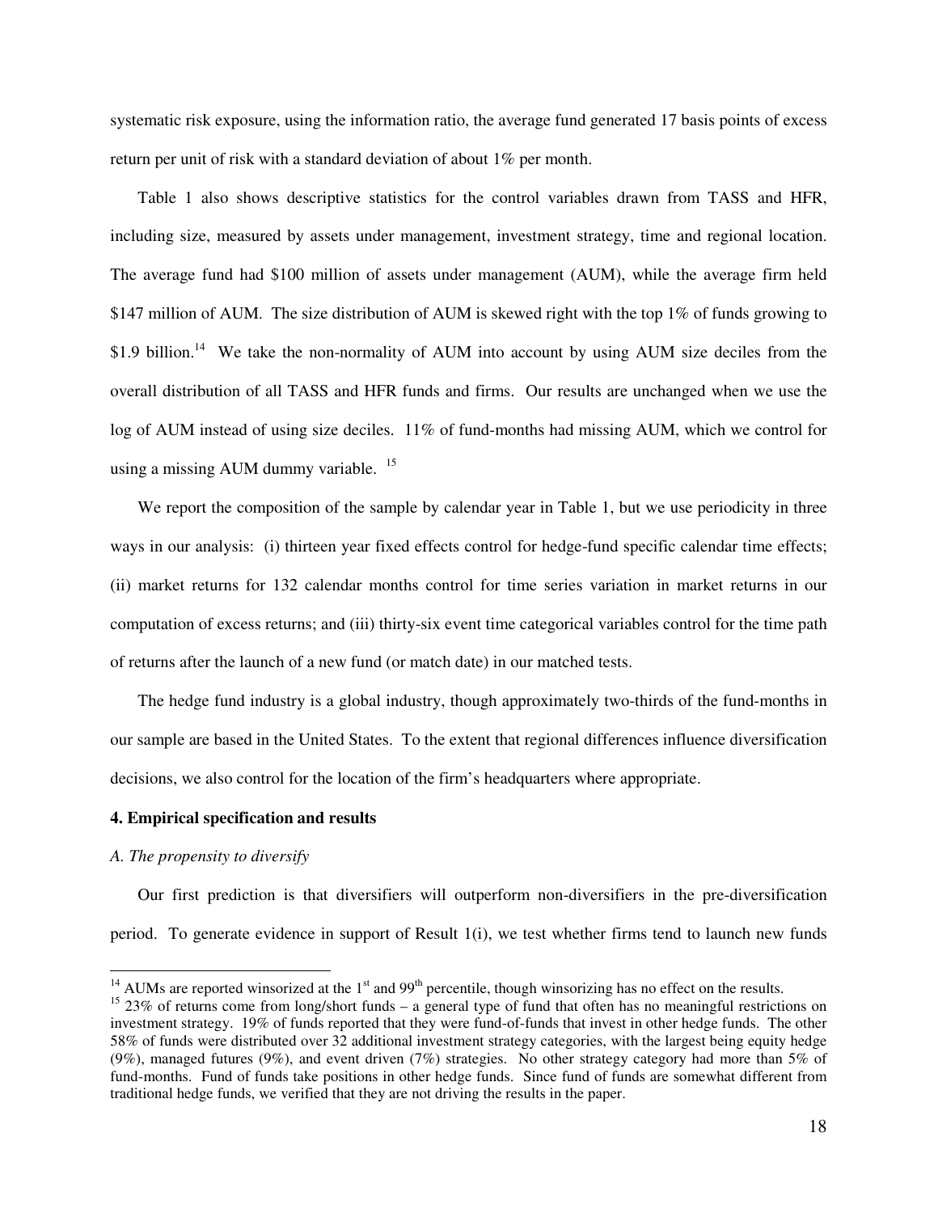systematic risk exposure, using the information ratio, the average fund generated 17 basis points of excess return per unit of risk with a standard deviation of about 1% per month.

Table 1 also shows descriptive statistics for the control variables drawn from TASS and HFR, including size, measured by assets under management, investment strategy, time and regional location. The average fund had \$100 million of assets under management (AUM), while the average firm held \$147 million of AUM. The size distribution of AUM is skewed right with the top 1% of funds growing to \$1.9 billion.[14] We take the non-normality of AUM into account by using AUM size deciles from the overall distribution of all TASS and HFR funds and firms. Our results are unchanged when we use the log of AUM instead of using size deciles. 11% of fund-months had missing AUM, which we control for using a missing AUM dummy variable. [15]

We report the composition of the sample by calendar year in Table 1, but we use periodicity in three ways in our analysis: (i) thirteen year fixed effects control for hedge-fund specific calendar time effects; (ii) market returns for 132 calendar months control for time series variation in market returns in our computation of excess returns; and (iii) thirty-six event time categorical variables control for the time path of returns after the launch of a new fund (or match date) in our matched tests.

The hedge fund industry is a global industry, though approximately two-thirds of the fund-months in our sample are based in the United States. To the extent that regional differences influence diversification decisions, we also control for the location of the firm's headquarters where appropriate.

## 4. Empirical specification and results

### *A. The propensity to diversify*

Our first prediction is that diversifiers will outperform non-diversifiers in the pre-diversification period. To generate evidence in support of Result 1(i), we test whether firms tend to launch new funds

---

[14] AUMs are reported winsorized at the 1st and 99th percentile, though winsorizing has no effect on the results.

[15] 23% of returns come from long/short funds – a general type of fund that often has no meaningful restrictions on investment strategy. 19% of funds reported that they were fund-of-funds that invest in other hedge funds. The other 58% of funds were distributed over 32 additional investment strategy categories, with the largest being equity hedge (9%), managed futures (9%), and event driven (7%) strategies. No other strategy category had more than 5% of fund-months. Fund of funds take positions in other hedge funds. Since fund of funds are somewhat different from traditional hedge funds, we verified that they are not driving the results in the paper.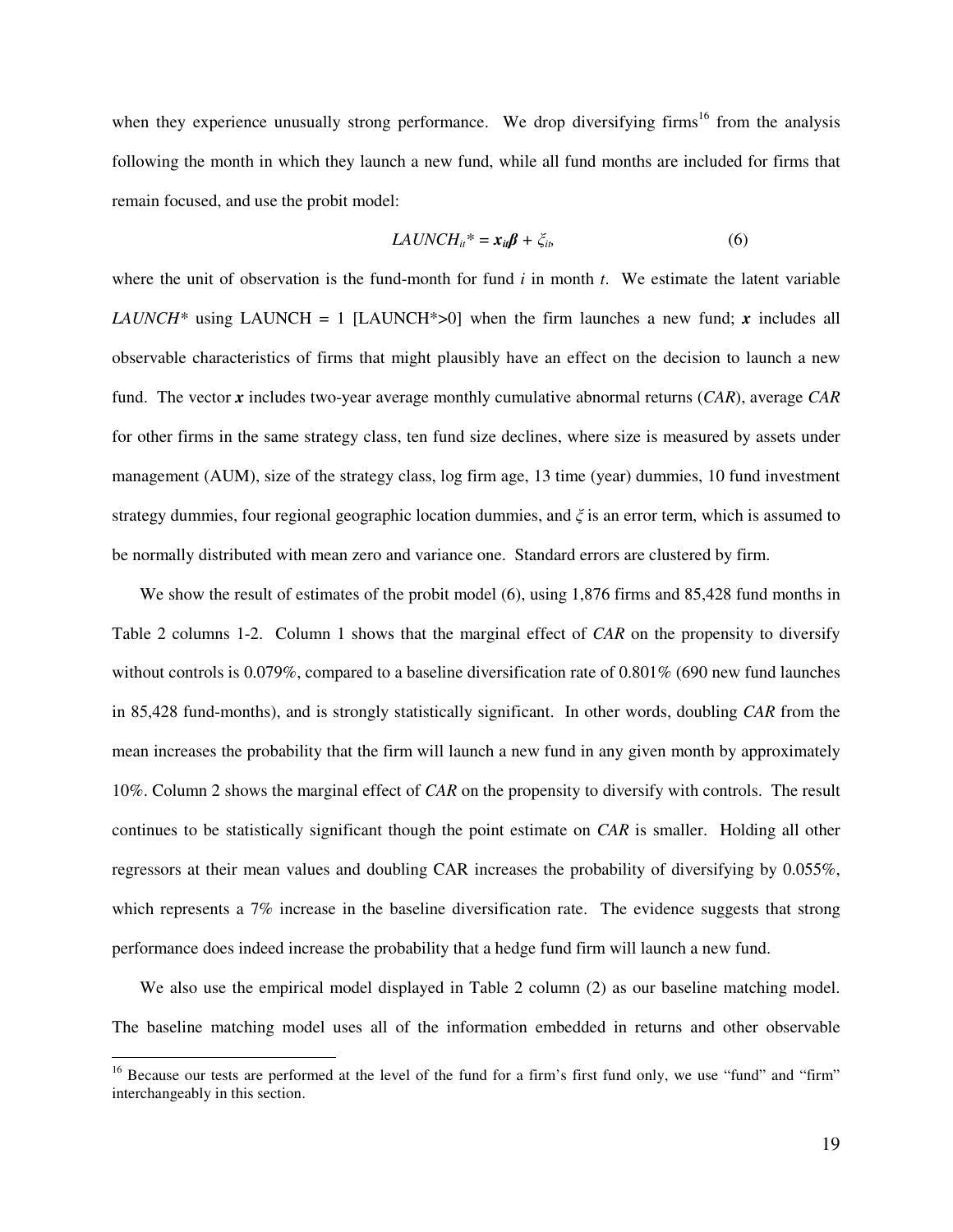when they experience unusually strong performance. We drop diversifying firms[16] from the analysis following the month in which they launch a new fund, while all fund months are included for firms that remain focused, and use the probit model:

$$LAUNCH_{it}^* = \boldsymbol{x_{it}\beta} + \xi_{it}, \tag{6}$$

where the unit of observation is the fund-month for fund $i$ in month $t$. We estimate the latent variable $LAUNCH^*$ using LAUNCH = 1 [LAUNCH*>0] when the firm launches a new fund; $\boldsymbol{x}$ includes all observable characteristics of firms that might plausibly have an effect on the decision to launch a new fund. The vector $\boldsymbol{x}$ includes two-year average monthly cumulative abnormal returns (*CAR*), average *CAR* for other firms in the same strategy class, ten fund size declines, where size is measured by assets under management (AUM), size of the strategy class, log firm age, 13 time (year) dummies, 10 fund investment strategy dummies, four regional geographic location dummies, and $\xi$ is an error term, which is assumed to be normally distributed with mean zero and variance one. Standard errors are clustered by firm.

We show the result of estimates of the probit model (6), using 1,876 firms and 85,428 fund months in Table 2 columns 1-2. Column 1 shows that the marginal effect of *CAR* on the propensity to diversify without controls is 0.079%, compared to a baseline diversification rate of 0.801% (690 new fund launches in 85,428 fund-months), and is strongly statistically significant. In other words, doubling *CAR* from the mean increases the probability that the firm will launch a new fund in any given month by approximately 10%. Column 2 shows the marginal effect of *CAR* on the propensity to diversify with controls. The result continues to be statistically significant though the point estimate on *CAR* is smaller. Holding all other regressors at their mean values and doubling CAR increases the probability of diversifying by 0.055%, which represents a 7% increase in the baseline diversification rate. The evidence suggests that strong performance does indeed increase the probability that a hedge fund firm will launch a new fund.

We also use the empirical model displayed in Table 2 column (2) as our baseline matching model. The baseline matching model uses all of the information embedded in returns and other observable

[16] Because our tests are performed at the level of the fund for a firm's first fund only, we use "fund" and "firm" interchangeably in this section.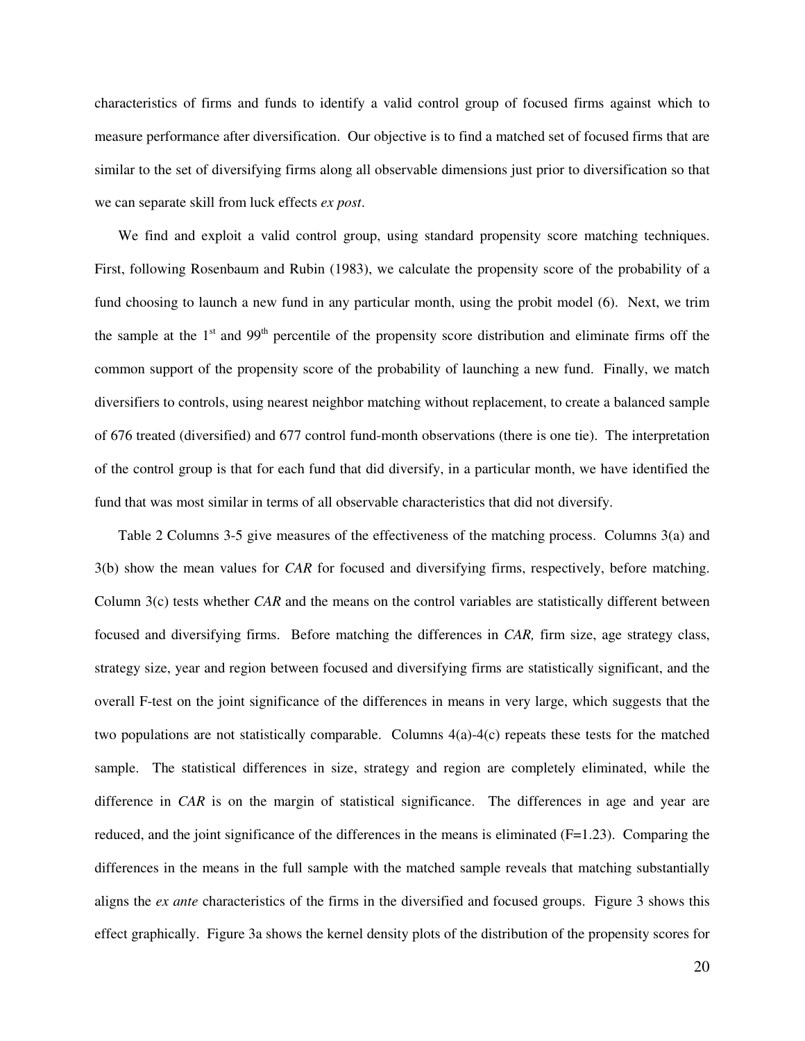characteristics of firms and funds to identify a valid control group of focused firms against which to measure performance after diversification. Our objective is to find a matched set of focused firms that are similar to the set of diversifying firms along all observable dimensions just prior to diversification so that we can separate skill from luck effects *ex post*.

We find and exploit a valid control group, using standard propensity score matching techniques. First, following Rosenbaum and Rubin (1983), we calculate the propensity score of the probability of a fund choosing to launch a new fund in any particular month, using the probit model (6). Next, we trim the sample at the 1st and 99th percentile of the propensity score distribution and eliminate firms off the common support of the propensity score of the probability of launching a new fund. Finally, we match diversifiers to controls, using nearest neighbor matching without replacement, to create a balanced sample of 676 treated (diversified) and 677 control fund-month observations (there is one tie). The interpretation of the control group is that for each fund that did diversify, in a particular month, we have identified the fund that was most similar in terms of all observable characteristics that did not diversify.

Table 2 Columns 3-5 give measures of the effectiveness of the matching process. Columns 3(a) and 3(b) show the mean values for *CAR* for focused and diversifying firms, respectively, before matching. Column 3(c) tests whether *CAR* and the means on the control variables are statistically different between focused and diversifying firms. Before matching the differences in *CAR,* firm size, age strategy class, strategy size, year and region between focused and diversifying firms are statistically significant, and the overall F-test on the joint significance of the differences in means in very large, which suggests that the two populations are not statistically comparable. Columns 4(a)-4(c) repeats these tests for the matched sample. The statistical differences in size, strategy and region are completely eliminated, while the difference in *CAR* is on the margin of statistical significance. The differences in age and year are reduced, and the joint significance of the differences in the means is eliminated (F=1.23). Comparing the differences in the means in the full sample with the matched sample reveals that matching substantially aligns the *ex ante* characteristics of the firms in the diversified and focused groups. Figure 3 shows this effect graphically. Figure 3a shows the kernel density plots of the distribution of the propensity scores for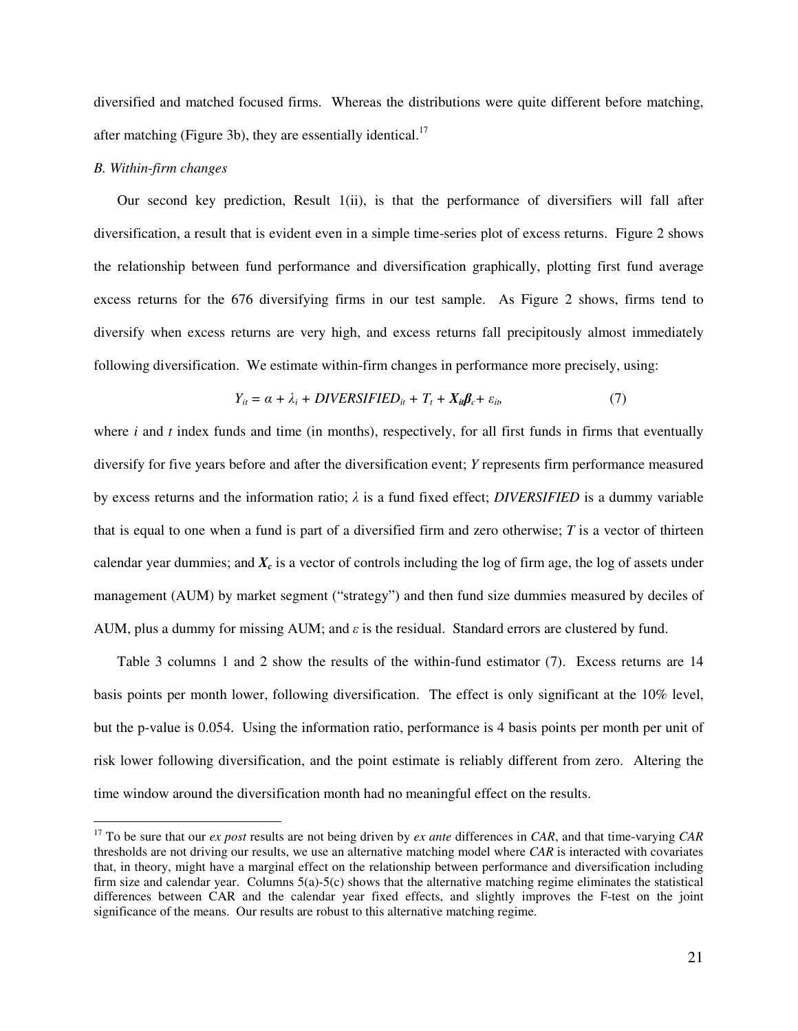diversified and matched focused firms. Whereas the distributions were quite different before matching, after matching (Figure 3b), they are essentially identical.[17]

*B. Within-firm changes*

Our second key prediction, Result 1(ii), is that the performance of diversifiers will fall after diversification, a result that is evident even in a simple time-series plot of excess returns. Figure 2 shows the relationship between fund performance and diversification graphically, plotting first fund average excess returns for the 676 diversifying firms in our test sample. As Figure 2 shows, firms tend to diversify when excess returns are very high, and excess returns fall precipitously almost immediately following diversification. We estimate within-firm changes in performance more precisely, using:

$$Y_{it} = \alpha + \lambda_i + DIVERSIFIED_{it} + T_t + \boldsymbol{X_{it}\beta_c} + \varepsilon_{it}, \tag{7}$$

where $i$ and $t$ index funds and time (in months), respectively, for all first funds in firms that eventually diversify for five years before and after the diversification event; $Y$ represents firm performance measured by excess returns and the information ratio; $\lambda$ is a fund fixed effect; *DIVERSIFIED* is a dummy variable that is equal to one when a fund is part of a diversified firm and zero otherwise; $T$ is a vector of thirteen calendar year dummies; and $\boldsymbol{X_c}$ is a vector of controls including the log of firm age, the log of assets under management (AUM) by market segment ("strategy") and then fund size dummies measured by deciles of AUM, plus a dummy for missing AUM; and $\varepsilon$ is the residual. Standard errors are clustered by fund.

Table 3 columns 1 and 2 show the results of the within-fund estimator (7). Excess returns are 14 basis points per month lower, following diversification. The effect is only significant at the 10% level, but the p-value is 0.054. Using the information ratio, performance is 4 basis points per month per unit of risk lower following diversification, and the point estimate is reliably different from zero. Altering the time window around the diversification month had no meaningful effect on the results.

[17] To be sure that our *ex post* results are not being driven by *ex ante* differences in *CAR*, and that time-varying *CAR* thresholds are not driving our results, we use an alternative matching model where *CAR* is interacted with covariates that, in theory, might have a marginal effect on the relationship between performance and diversification including firm size and calendar year. Columns 5(a)-5(c) shows that the alternative matching regime eliminates the statistical differences between CAR and the calendar year fixed effects, and slightly improves the F-test on the joint significance of the means. Our results are robust to this alternative matching regime.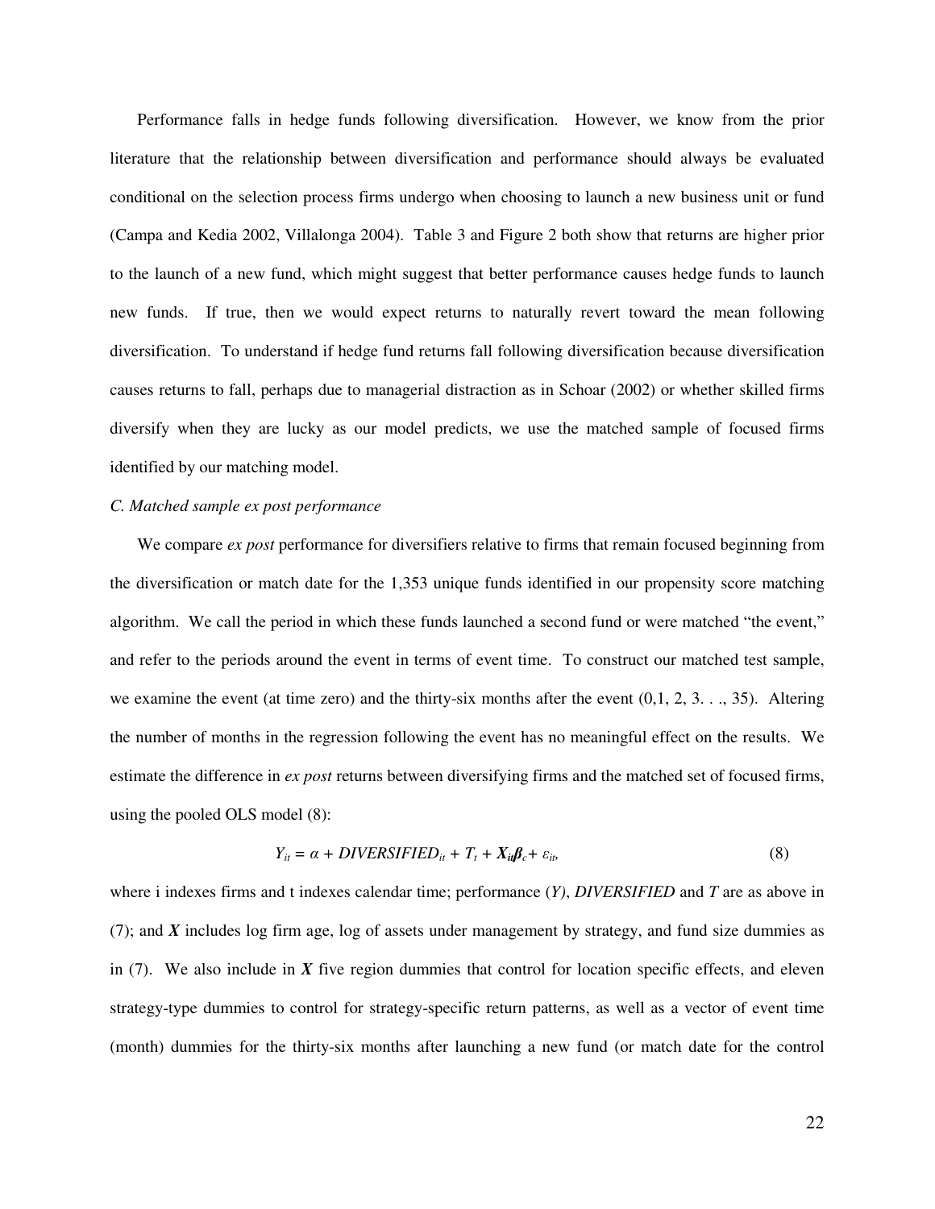Performance falls in hedge funds following diversification. However, we know from the prior literature that the relationship between diversification and performance should always be evaluated conditional on the selection process firms undergo when choosing to launch a new business unit or fund (Campa and Kedia 2002, Villalonga 2004). Table 3 and Figure 2 both show that returns are higher prior to the launch of a new fund, which might suggest that better performance causes hedge funds to launch new funds. If true, then we would expect returns to naturally revert toward the mean following diversification. To understand if hedge fund returns fall following diversification because diversification causes returns to fall, perhaps due to managerial distraction as in Schoar (2002) or whether skilled firms diversify when they are lucky as our model predicts, we use the matched sample of focused firms identified by our matching model.

*C. Matched sample ex post performance*

We compare *ex post* performance for diversifiers relative to firms that remain focused beginning from the diversification or match date for the 1,353 unique funds identified in our propensity score matching algorithm. We call the period in which these funds launched a second fund or were matched "the event," and refer to the periods around the event in terms of event time. To construct our matched test sample, we examine the event (at time zero) and the thirty-six months after the event (0,1, 2, 3. . ., 35). Altering the number of months in the regression following the event has no meaningful effect on the results. We estimate the difference in *ex post* returns between diversifying firms and the matched set of focused firms, using the pooled OLS model (8):

$$Y_{it} = \alpha + DIVERSIFIED_{it} + T_t + \boldsymbol{X_{it}\beta_c} + \varepsilon_{it}, \tag{8}$$

where i indexes firms and t indexes calendar time; performance ($Y$), *DIVERSIFIED* and $T$ are as above in (7); and $\boldsymbol{X}$ includes log firm age, log of assets under management by strategy, and fund size dummies as in (7). We also include in $\boldsymbol{X}$ five region dummies that control for location specific effects, and eleven strategy-type dummies to control for strategy-specific return patterns, as well as a vector of event time (month) dummies for the thirty-six months after launching a new fund (or match date for the control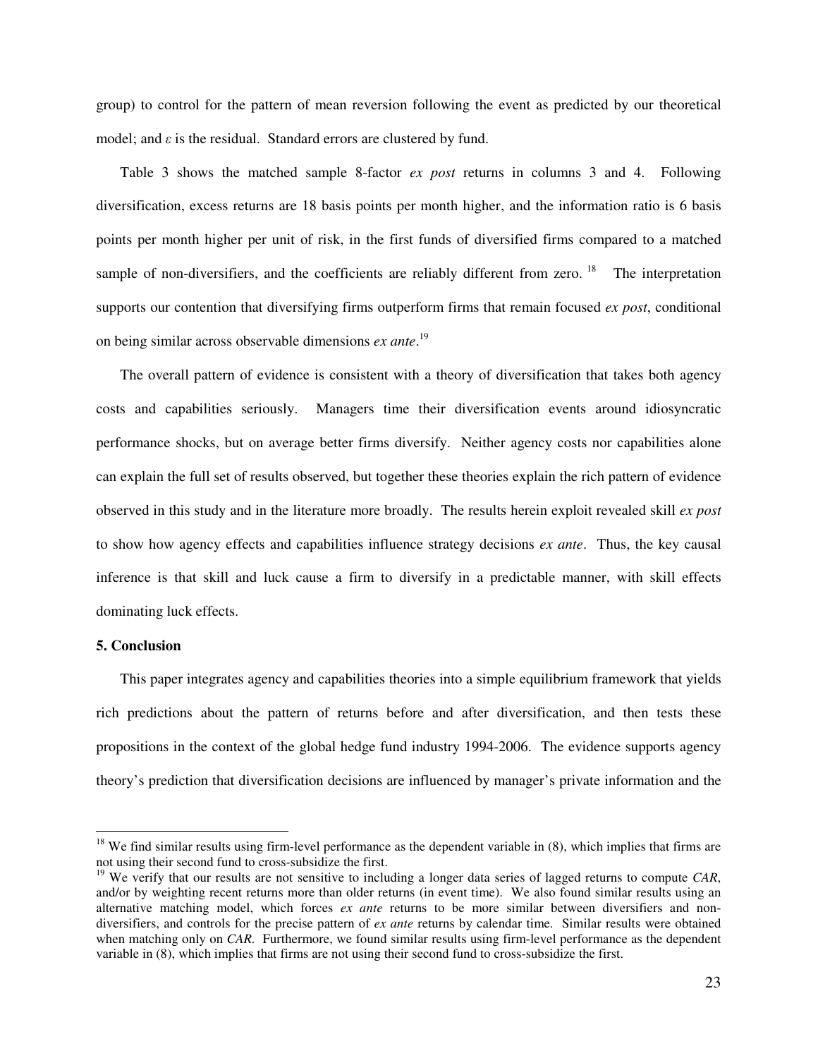group) to control for the pattern of mean reversion following the event as predicted by our theoretical model; and $\varepsilon$ is the residual. Standard errors are clustered by fund.

Table 3 shows the matched sample 8-factor *ex post* returns in columns 3 and 4. Following diversification, excess returns are 18 basis points per month higher, and the information ratio is 6 basis points per month higher per unit of risk, in the first funds of diversified firms compared to a matched sample of non-diversifiers, and the coefficients are reliably different from zero.[18] The interpretation supports our contention that diversifying firms outperform firms that remain focused *ex post*, conditional on being similar across observable dimensions *ex ante*.[19]

The overall pattern of evidence is consistent with a theory of diversification that takes both agency costs and capabilities seriously. Managers time their diversification events around idiosyncratic performance shocks, but on average better firms diversify. Neither agency costs nor capabilities alone can explain the full set of results observed, but together these theories explain the rich pattern of evidence observed in this study and in the literature more broadly. The results herein exploit revealed skill *ex post* to show how agency effects and capabilities influence strategy decisions *ex ante*. Thus, the key causal inference is that skill and luck cause a firm to diversify in a predictable manner, with skill effects dominating luck effects.

**5. Conclusion**

This paper integrates agency and capabilities theories into a simple equilibrium framework that yields rich predictions about the pattern of returns before and after diversification, and then tests these propositions in the context of the global hedge fund industry 1994-2006. The evidence supports agency theory's prediction that diversification decisions are influenced by manager's private information and the

---

[18] We find similar results using firm-level performance as the dependent variable in (8), which implies that firms are not using their second fund to cross-subsidize the first.

[19] We verify that our results are not sensitive to including a longer data series of lagged returns to compute *CAR*, and/or by weighting recent returns more than older returns (in event time). We also found similar results using an alternative matching model, which forces *ex ante* returns to be more similar between diversifiers and non-diversifiers, and controls for the precise pattern of *ex ante* returns by calendar time. Similar results were obtained when matching only on *CAR*. Furthermore, we found similar results using firm-level performance as the dependent variable in (8), which implies that firms are not using their second fund to cross-subsidize the first.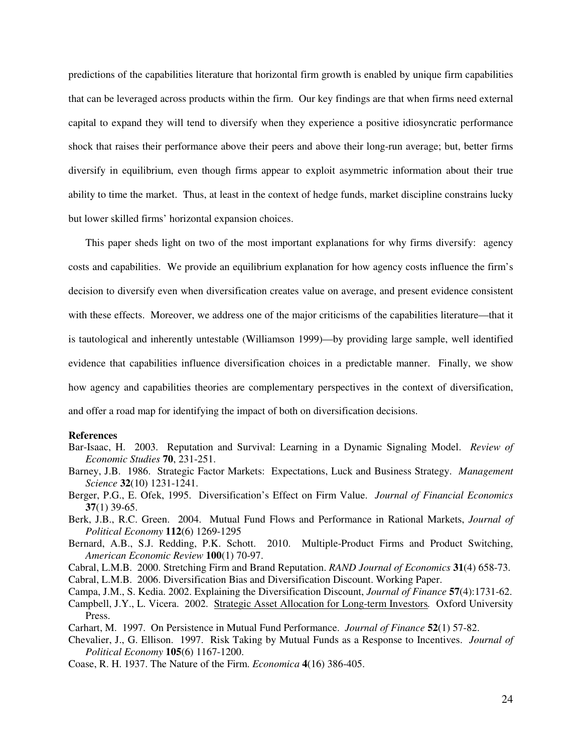predictions of the capabilities literature that horizontal firm growth is enabled by unique firm capabilities that can be leveraged across products within the firm. Our key findings are that when firms need external capital to expand they will tend to diversify when they experience a positive idiosyncratic performance shock that raises their performance above their peers and above their long-run average; but, better firms diversify in equilibrium, even though firms appear to exploit asymmetric information about their true ability to time the market. Thus, at least in the context of hedge funds, market discipline constrains lucky but lower skilled firms' horizontal expansion choices.

This paper sheds light on two of the most important explanations for why firms diversify: agency costs and capabilities. We provide an equilibrium explanation for how agency costs influence the firm's decision to diversify even when diversification creates value on average, and present evidence consistent with these effects. Moreover, we address one of the major criticisms of the capabilities literature—that it is tautological and inherently untestable (Williamson 1999)—by providing large sample, well identified evidence that capabilities influence diversification choices in a predictable manner. Finally, we show how agency and capabilities theories are complementary perspectives in the context of diversification, and offer a road map for identifying the impact of both on diversification decisions.

**References**

Bar-Isaac, H. 2003. Reputation and Survival: Learning in a Dynamic Signaling Model. *Review of Economic Studies* **70**, 231-251.

Barney, J.B. 1986. Strategic Factor Markets: Expectations, Luck and Business Strategy. *Management Science* **32**(10) 1231-1241.

Berger, P.G., E. Ofek, 1995. Diversification's Effect on Firm Value. *Journal of Financial Economics* **37**(1) 39-65.

Berk, J.B., R.C. Green. 2004. Mutual Fund Flows and Performance in Rational Markets, *Journal of Political Economy* **112**(6) 1269-1295

Bernard, A.B., S.J. Redding, P.K. Schott. 2010. Multiple-Product Firms and Product Switching, *American Economic Review* **100**(1) 70-97.

Cabral, L.M.B. 2000. Stretching Firm and Brand Reputation. *RAND Journal of Economics* **31**(4) 658-73.

Cabral, L.M.B. 2006. Diversification Bias and Diversification Discount. Working Paper.

Campa, J.M., S. Kedia. 2002. Explaining the Diversification Discount, *Journal of Finance* **57**(4):1731-62.

Campbell, J.Y., L. Vicera. 2002. Strategic Asset Allocation for Long-term Investors*.* Oxford University Press.

Carhart, M. 1997. On Persistence in Mutual Fund Performance. *Journal of Finance* **52**(1) 57-82.

Chevalier, J., G. Ellison. 1997. Risk Taking by Mutual Funds as a Response to Incentives. *Journal of Political Economy* **105**(6) 1167-1200.

Coase, R. H. 1937. The Nature of the Firm. *Economica* **4**(16) 386-405.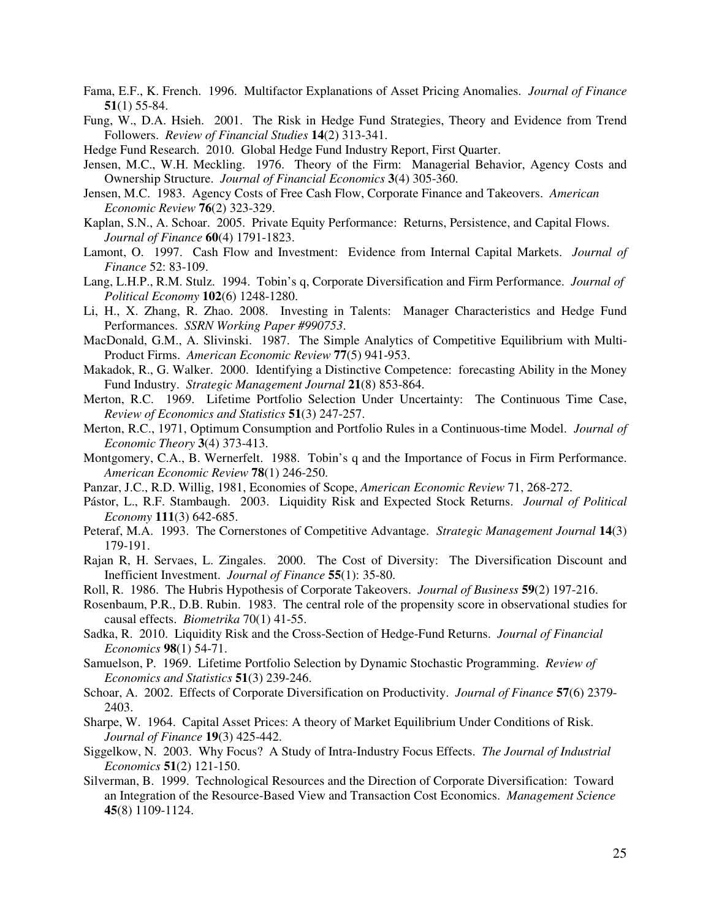Fama, E.F., K. French. 1996. Multifactor Explanations of Asset Pricing Anomalies. *Journal of Finance* **51**(1) 55-84.

Fung, W., D.A. Hsieh. 2001. The Risk in Hedge Fund Strategies, Theory and Evidence from Trend Followers. *Review of Financial Studies* **14**(2) 313-341.

Hedge Fund Research. 2010. Global Hedge Fund Industry Report, First Quarter.

Jensen, M.C., W.H. Meckling. 1976. Theory of the Firm: Managerial Behavior, Agency Costs and Ownership Structure. *Journal of Financial Economics* **3**(4) 305-360.

Jensen, M.C. 1983. Agency Costs of Free Cash Flow, Corporate Finance and Takeovers. *American Economic Review* **76**(2) 323-329.

Kaplan, S.N., A. Schoar. 2005. Private Equity Performance: Returns, Persistence, and Capital Flows. *Journal of Finance* **60**(4) 1791-1823.

Lamont, O. 1997. Cash Flow and Investment: Evidence from Internal Capital Markets. *Journal of Finance* 52: 83-109.

Lang, L.H.P., R.M. Stulz. 1994. Tobin's q, Corporate Diversification and Firm Performance. *Journal of Political Economy* **102**(6) 1248-1280.

Li, H., X. Zhang, R. Zhao. 2008. Investing in Talents: Manager Characteristics and Hedge Fund Performances. *SSRN Working Paper #990753*.

MacDonald, G.M., A. Slivinski. 1987. The Simple Analytics of Competitive Equilibrium with Multi-Product Firms. *American Economic Review* **77**(5) 941-953.

Makadok, R., G. Walker. 2000. Identifying a Distinctive Competence: forecasting Ability in the Money Fund Industry. *Strategic Management Journal* **21**(8) 853-864.

Merton, R.C. 1969. Lifetime Portfolio Selection Under Uncertainty: The Continuous Time Case, *Review of Economics and Statistics* **51**(3) 247-257.

Merton, R.C., 1971, Optimum Consumption and Portfolio Rules in a Continuous-time Model. *Journal of Economic Theory* **3**(4) 373-413.

Montgomery, C.A., B. Wernerfelt. 1988. Tobin's q and the Importance of Focus in Firm Performance. *American Economic Review* **78**(1) 246-250.

Panzar, J.C., R.D. Willig, 1981, Economies of Scope, *American Economic Review* 71, 268-272.

Pástor, L., R.F. Stambaugh. 2003. Liquidity Risk and Expected Stock Returns. *Journal of Political Economy* **111**(3) 642-685.

Peteraf, M.A. 1993. The Cornerstones of Competitive Advantage. *Strategic Management Journal* **14**(3) 179-191.

Rajan R, H. Servaes, L. Zingales. 2000. The Cost of Diversity: The Diversification Discount and Inefficient Investment. *Journal of Finance* **55**(1): 35-80.

Roll, R. 1986. The Hubris Hypothesis of Corporate Takeovers. *Journal of Business* **59**(2) 197-216.

Rosenbaum, P.R., D.B. Rubin. 1983. The central role of the propensity score in observational studies for causal effects. *Biometrika* 70(1) 41-55.

Sadka, R. 2010. Liquidity Risk and the Cross-Section of Hedge-Fund Returns. *Journal of Financial Economics* **98**(1) 54-71.

Samuelson, P. 1969. Lifetime Portfolio Selection by Dynamic Stochastic Programming. *Review of Economics and Statistics* **51**(3) 239-246.

Schoar, A. 2002. Effects of Corporate Diversification on Productivity. *Journal of Finance* **57**(6) 2379-2403.

Sharpe, W. 1964. Capital Asset Prices: A theory of Market Equilibrium Under Conditions of Risk. *Journal of Finance* **19**(3) 425-442.

Siggelkow, N. 2003. Why Focus? A Study of Intra-Industry Focus Effects. *The Journal of Industrial Economics* **51**(2) 121-150.

Silverman, B. 1999. Technological Resources and the Direction of Corporate Diversification: Toward an Integration of the Resource-Based View and Transaction Cost Economics. *Management Science* **45**(8) 1109-1124.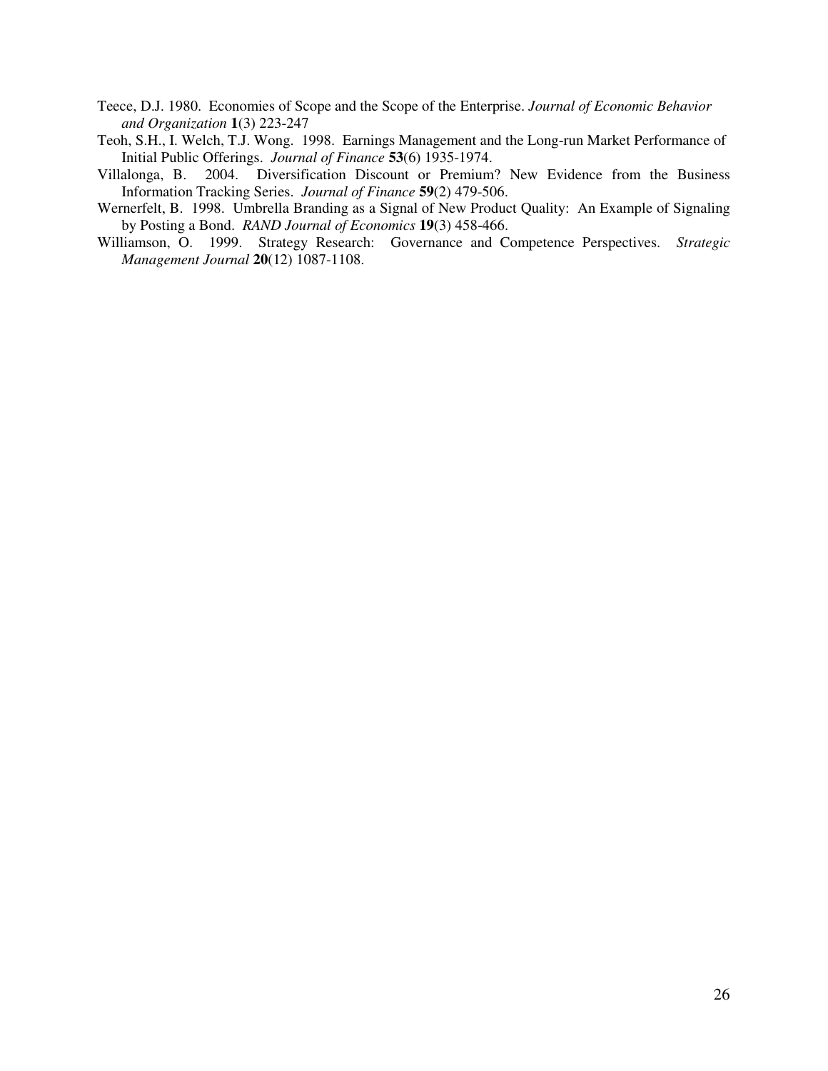Teece, D.J. 1980. Economies of Scope and the Scope of the Enterprise. *Journal of Economic Behavior and Organization* **1**(3) 223-247

Teoh, S.H., I. Welch, T.J. Wong. 1998. Earnings Management and the Long-run Market Performance of Initial Public Offerings. *Journal of Finance* **53**(6) 1935-1974.

Villalonga, B. 2004. Diversification Discount or Premium? New Evidence from the Business Information Tracking Series. *Journal of Finance* **59**(2) 479-506.

Wernerfelt, B. 1998. Umbrella Branding as a Signal of New Product Quality: An Example of Signaling by Posting a Bond. *RAND Journal of Economics* **19**(3) 458-466.

Williamson, O. 1999. Strategy Research: Governance and Competence Perspectives. *Strategic Management Journal* **20**(12) 1087-1108.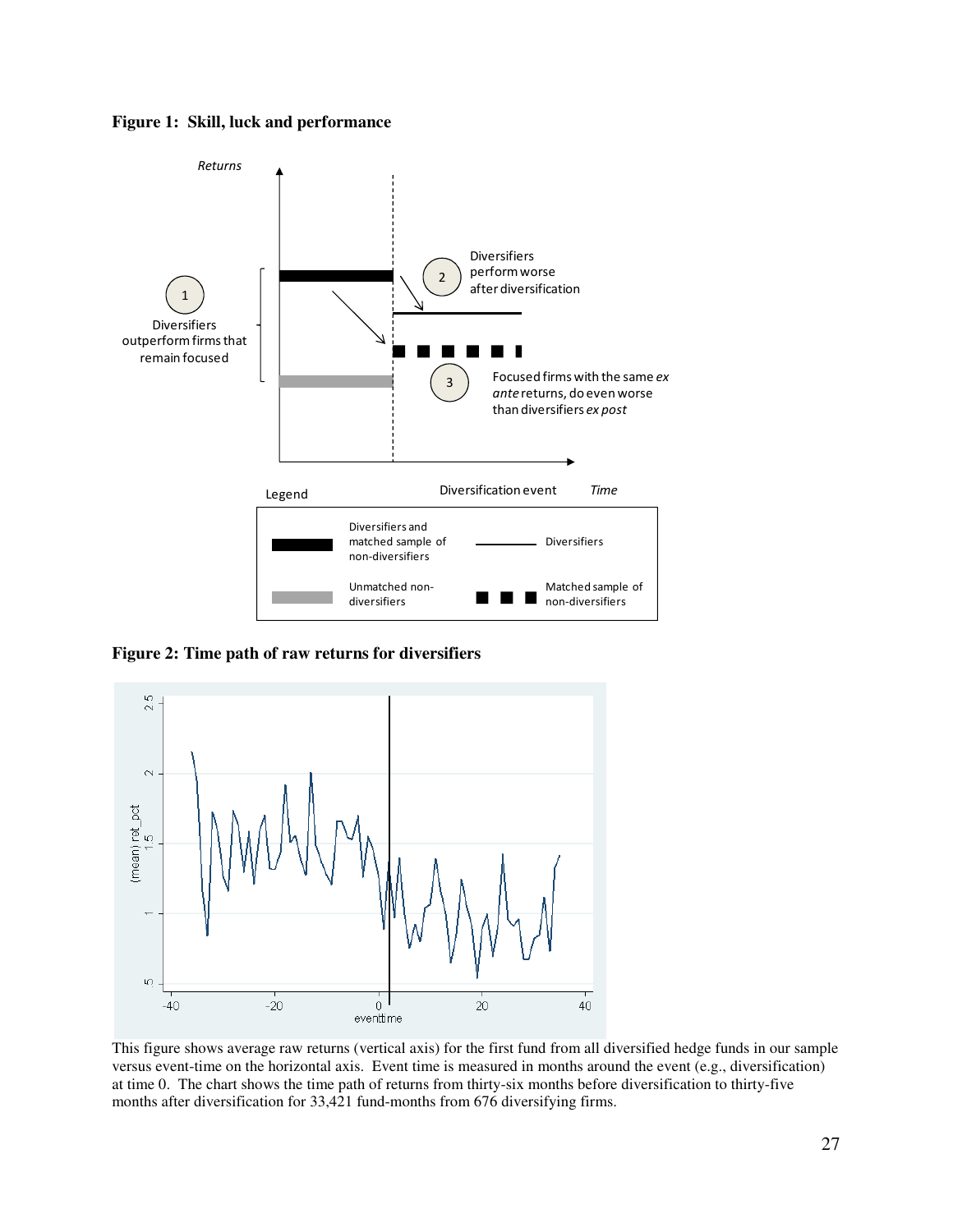**Figure 1: Skill, luck and performance**

**Figure 2: Time path of raw returns for diversifiers**

This figure shows average raw returns (vertical axis) for the first fund from all diversified hedge funds in our sample versus event-time on the horizontal axis. Event time is measured in months around the event (e.g., diversification) at time 0. The chart shows the time path of returns from thirty-six months before diversification to thirty-five months after diversification for 33,421 fund-months from 676 diversifying firms.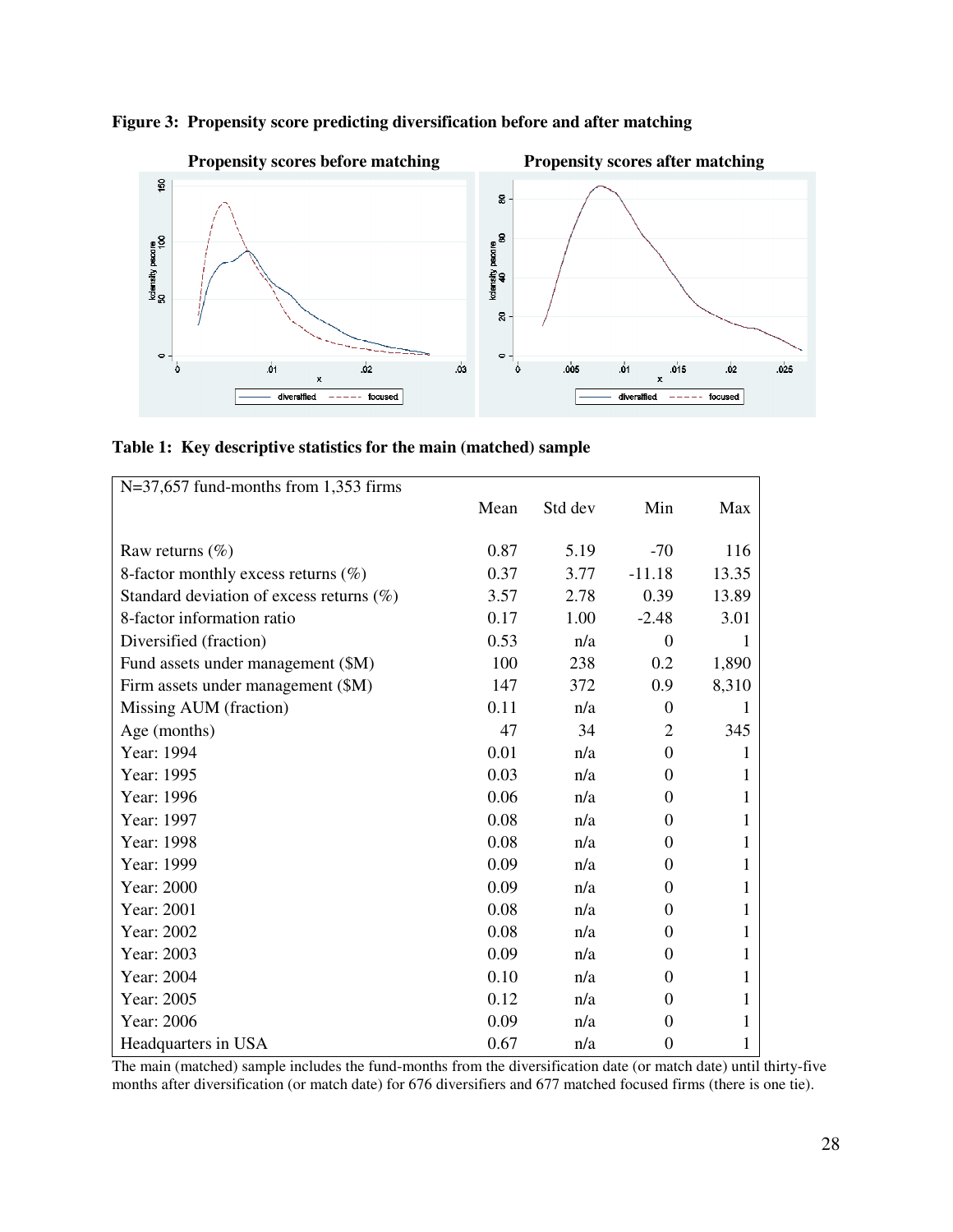**Figure 3: Propensity score predicting diversification before and after matching**

**Table 1: Key descriptive statistics for the main (matched) sample**

| N=37,657 fund-months from 1,353 firms | Mean | Std dev | Min | Max |
|---|---|---|---|---|
| Raw returns (%) | 0.87 | 5.19 | -70 | 116 |
| 8-factor monthly excess returns (%) | 0.37 | 3.77 | -11.18 | 13.35 |
| Standard deviation of excess returns (%) | 3.57 | 2.78 | 0.39 | 13.89 |
| 8-factor information ratio | 0.17 | 1.00 | -2.48 | 3.01 |
| Diversified (fraction) | 0.53 | n/a | 0 | 1 |
| Fund assets under management ($M) | 100 | 238 | 0.2 | 1,890 |
| Firm assets under management ($M) | 147 | 372 | 0.9 | 8,310 |
| Missing AUM (fraction) | 0.11 | n/a | 0 | 1 |
| Age (months) | 47 | 34 | 2 | 345 |
| Year: 1994 | 0.01 | n/a | 0 | 1 |
| Year: 1995 | 0.03 | n/a | 0 | 1 |
| Year: 1996 | 0.06 | n/a | 0 | 1 |
| Year: 1997 | 0.08 | n/a | 0 | 1 |
| Year: 1998 | 0.08 | n/a | 0 | 1 |
| Year: 1999 | 0.09 | n/a | 0 | 1 |
| Year: 2000 | 0.09 | n/a | 0 | 1 |
| Year: 2001 | 0.08 | n/a | 0 | 1 |
| Year: 2002 | 0.08 | n/a | 0 | 1 |
| Year: 2003 | 0.09 | n/a | 0 | 1 |
| Year: 2004 | 0.10 | n/a | 0 | 1 |
| Year: 2005 | 0.12 | n/a | 0 | 1 |
| Year: 2006 | 0.09 | n/a | 0 | 1 |
| Headquarters in USA | 0.67 | n/a | 0 | 1 |

The main (matched) sample includes the fund-months from the diversification date (or match date) until thirty-five months after diversification (or match date) for 676 diversifiers and 677 matched focused firms (there is one tie).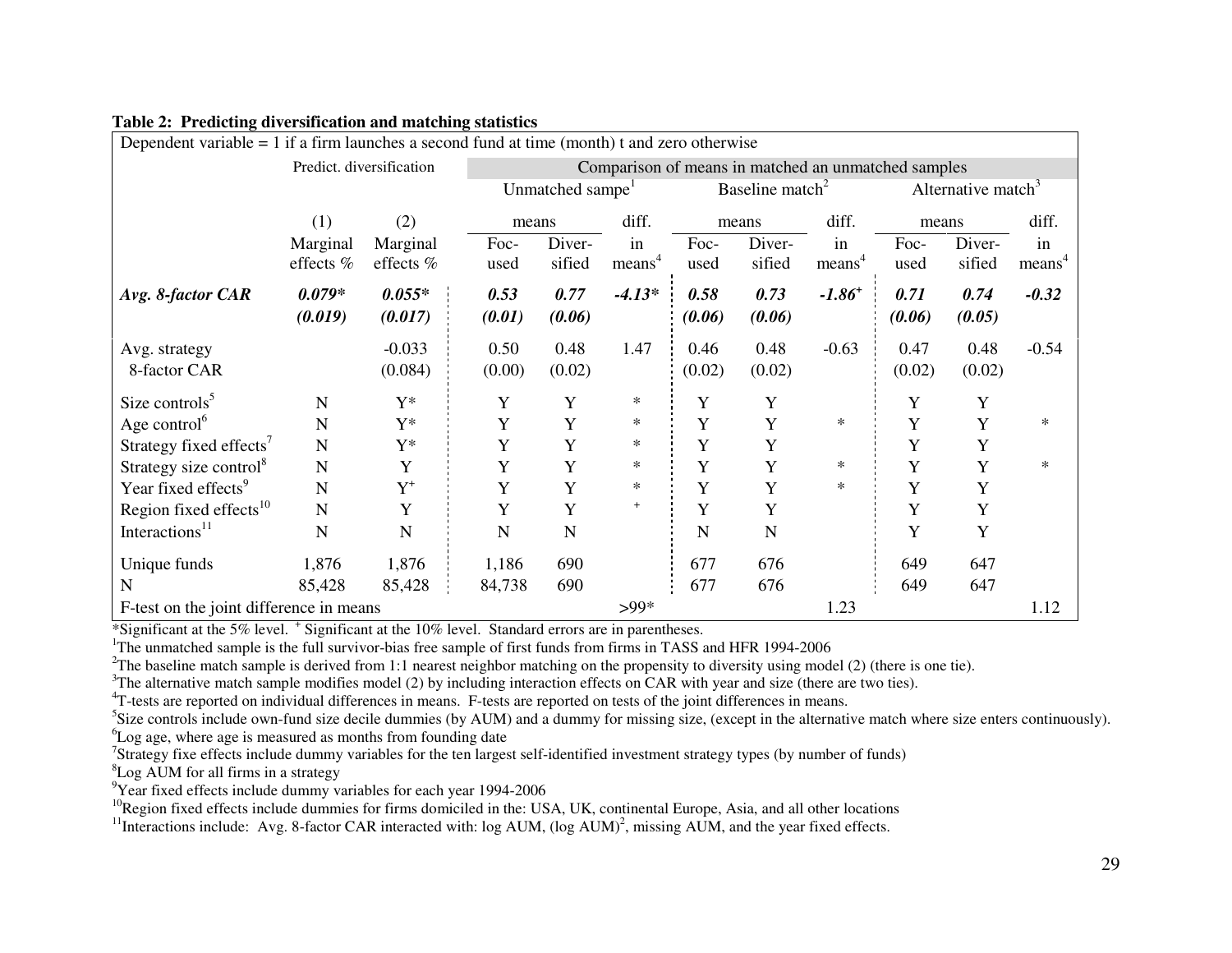**Table 2: Predicting diversification and matching statistics**

Dependent variable = 1 if a firm launches a second fund at time (month) t and zero otherwise

| | Predict. diversification | | Comparison of means in matched an unmatched samples | | | | | | | | |
|---|---|---|---|---|---|---|---|---|---|---|---|
| | | | Unmatched sampe[1] | | | Baseline match[2] | | | Alternative match[3] | | |
| | (1) | (2) | means | | diff. | means | | diff. | means | | diff. |
| | Marginal effects % | Marginal effects % | Focused | Diversified | in means[4] | Focused | Diversified | in means[4] | Focused | Diversified | in means[4] |
| ***Avg. 8-factor CAR*** | ***0.079**** | ***0.055**** | ***0.53*** | ***0.77*** | ***-4.13**** | ***0.58*** | ***0.73*** | ***-1.86***$^{+}$ | ***0.71*** | ***0.74*** | ***-0.32*** |
| | ***(0.019)*** | ***(0.017)*** | ***(0.01)*** | ***(0.06)*** | | ***(0.06)*** | ***(0.06)*** | | ***(0.06)*** | ***(0.05)*** | |
| Avg. strategy 8-factor CAR | | -0.033 | 0.50 | 0.48 | 1.47 | 0.46 | 0.48 | -0.63 | 0.47 | 0.48 | -0.54 |
| | | (0.084) | (0.00) | (0.02) | | (0.02) | (0.02) | | (0.02) | (0.02) | |
| Size controls[5] | N | Y* | Y | Y | * | Y | Y | | Y | Y | |
| Age control[6] | N | Y* | Y | Y | * | Y | Y | * | Y | Y | * |
| Strategy fixed effects[7] | N | Y* | Y | Y | * | Y | Y | | Y | Y | |
| Strategy size control[8] | N | Y | Y | Y | * | Y | Y | * | Y | Y | * |
| Year fixed effects[9] | N | Y$^{+}$ | Y | Y | * | Y | Y | * | Y | Y | |
| Region fixed effects[10] | N | Y | Y | Y | $^{+}$ | Y | Y | | Y | Y | |
| Interactions[11] | N | N | N | N | | N | N | | Y | Y | |
| Unique funds | 1,876 | 1,876 | 1,186 | 690 | | 677 | 676 | | 649 | 647 | |
| N | 85,428 | 85,428 | 84,738 | 690 | | 677 | 676 | | 649 | 647 | |
| F-test on the joint difference in means | | | | | >99* | | | 1.23 | | | 1.12 |

*Significant at the 5% level. $^{+}$ Significant at the 10% level. Standard errors are in parentheses.

[1]The unmatched sample is the full survivor-bias free sample of first funds from firms in TASS and HFR 1994-2006

[2]The baseline match sample is derived from 1:1 nearest neighbor matching on the propensity to diversity using model (2) (there is one tie).

[3]The alternative match sample modifies model (2) by including interaction effects on CAR with year and size (there are two ties).

[4]T-tests are reported on individual differences in means. F-tests are reported on tests of the joint differences in means.

[5]Size controls include own-fund size decile dummies (by AUM) and a dummy for missing size, (except in the alternative match where size enters continuously).

[6]Log age, where age is measured as months from founding date

[7]Strategy fixe effects include dummy variables for the ten largest self-identified investment strategy types (by number of funds)

[8]Log AUM for all firms in a strategy

[9]Year fixed effects include dummy variables for each year 1994-2006

[10]Region fixed effects include dummies for firms domiciled in the: USA, UK, continental Europe, Asia, and all other locations

[11]Interactions include: Avg. 8-factor CAR interacted with: log AUM, (log AUM)$^2$, missing AUM, and the year fixed effects.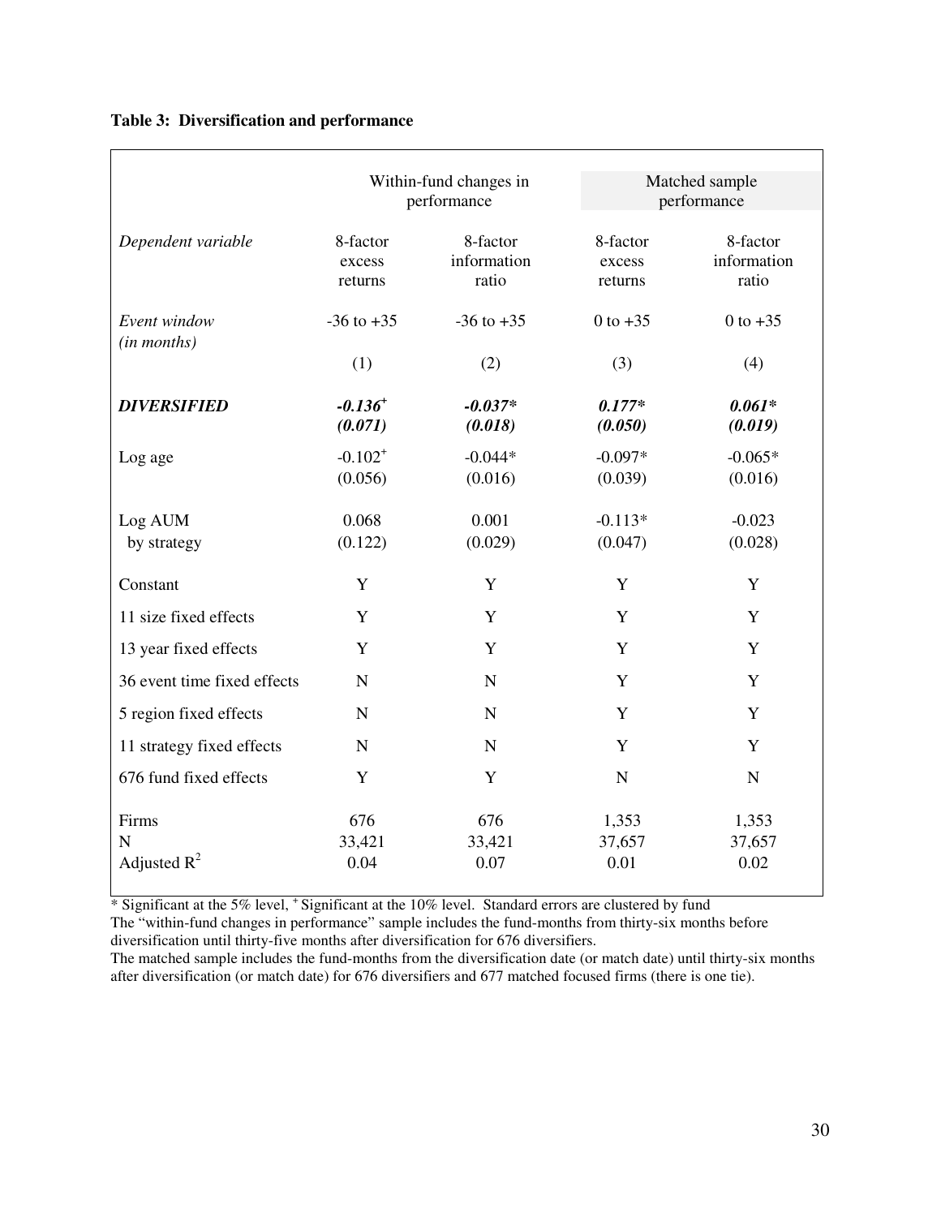**Table 3: Diversification and performance**

| | Within-fund changes in performance | | Matched sample performance | |
|---|---|---|---|---|
| *Dependent variable* | 8-factor excess returns | 8-factor information ratio | 8-factor excess returns | 8-factor information ratio |
| *Event window (in months)* | -36 to +35 | -36 to +35 | 0 to +35 | 0 to +35 |
| | (1) | (2) | (3) | (4) |
| ***DIVERSIFIED*** | ***-0.136$^{+}$*** | ***-0.037**** | ***0.177**** | ***0.061**** |
| | ***(0.071)*** | ***(0.018)*** | ***(0.050)*** | ***(0.019)*** |
| Log age | -0.102$^{+}$ | -0.044* | -0.097* | -0.065* |
| | (0.056) | (0.016) | (0.039) | (0.016) |
| Log AUM by strategy | 0.068 | 0.001 | -0.113* | -0.023 |
| | (0.122) | (0.029) | (0.047) | (0.028) |
| Constant | Y | Y | Y | Y |
| 11 size fixed effects | Y | Y | Y | Y |
| 13 year fixed effects | Y | Y | Y | Y |
| 36 event time fixed effects | N | N | Y | Y |
| 5 region fixed effects | N | N | Y | Y |
| 11 strategy fixed effects | N | N | Y | Y |
| 676 fund fixed effects | Y | Y | N | N |
| Firms | 676 | 676 | 1,353 | 1,353 |
| N | 33,421 | 33,421 | 37,657 | 37,657 |
| Adjusted $R^2$ | 0.04 | 0.07 | 0.01 | 0.02 |

\* Significant at the 5% level, $^{+}$ Significant at the 10% level. Standard errors are clustered by fund

The "within-fund changes in performance" sample includes the fund-months from thirty-six months before diversification until thirty-five months after diversification for 676 diversifiers.

The matched sample includes the fund-months from the diversification date (or match date) until thirty-six months after diversification (or match date) for 676 diversifiers and 677 matched focused firms (there is one tie).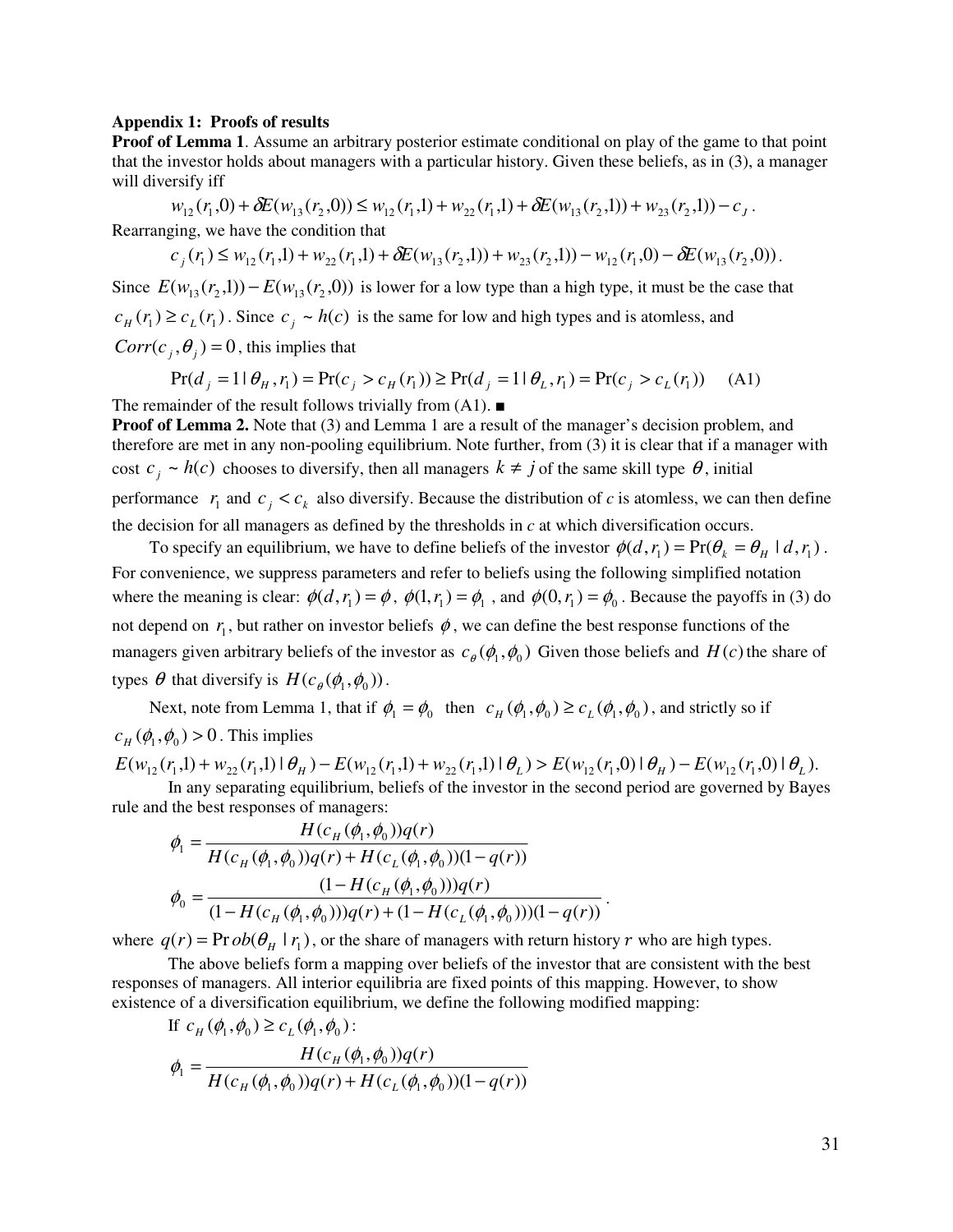**Appendix 1: Proofs of results**

**Proof of Lemma 1**. Assume an arbitrary posterior estimate conditional on play of the game to that point that the investor holds about managers with a particular history. Given these beliefs, as in (3), a manager will diversify iff

$$w_{12}(r_1,0)+\delta E(w_{13}(r_2,0)) \leq w_{12}(r_1,1)+w_{22}(r_1,1)+\delta E(w_{13}(r_2,1))+w_{23}(r_2,1))-c_J\,.$$

Rearranging, we have the condition that

$$c_j(r_1) \leq w_{12}(r_1,1)+w_{22}(r_1,1)+\delta E(w_{13}(r_2,1))+w_{23}(r_2,1))-w_{12}(r_1,0)-\delta E(w_{13}(r_2,0))\,.$$

Since $E(w_{13}(r_2,1))-E(w_{13}(r_2,0))$ is lower for a low type than a high type, it must be the case that $c_H(r_1) \geq c_L(r_1)$. Since $c_j \sim h(c)$ is the same for low and high types and is atomless, and $Corr(c_j,\theta_j)=0$, this implies that

$$\Pr(d_j=1 \mid \theta_H, r_1)=\Pr(c_j > c_H(r_1)) \geq \Pr(d_j=1 \mid \theta_L, r_1)=\Pr(c_j > c_L(r_1)) \qquad \text{(A1)}$$

The remainder of the result follows trivially from (A1). ■

**Proof of Lemma 2.** Note that (3) and Lemma 1 are a result of the manager's decision problem, and therefore are met in any non-pooling equilibrium. Note further, from (3) it is clear that if a manager with cost $c_j \sim h(c)$ chooses to diversify, then all managers $k \neq j$ of the same skill type $\theta$, initial performance $r_1$ and $c_j < c_k$ also diversify. Because the distribution of $c$ is atomless, we can then define the decision for all managers as defined by the thresholds in $c$ at which diversification occurs.

To specify an equilibrium, we have to define beliefs of the investor $\phi(d,r_1)=\Pr(\theta_k=\theta_H \mid d, r_1)$. For convenience, we suppress parameters and refer to beliefs using the following simplified notation where the meaning is clear: $\phi(d,r_1)=\phi$, $\phi(1,r_1)=\phi_1$, and $\phi(0,r_1)=\phi_0$. Because the payoffs in (3) do not depend on $r_1$, but rather on investor beliefs $\phi$, we can define the best response functions of the managers given arbitrary beliefs of the investor as $c_\theta(\phi_1,\phi_0)$ Given those beliefs and $H(c)$ the share of types $\theta$ that diversify is $H(c_\theta(\phi_1,\phi_0))$.

Next, note from Lemma 1, that if $\phi_1=\phi_0$ then $c_H(\phi_1,\phi_0) \geq c_L(\phi_1,\phi_0)$, and strictly so if $c_H(\phi_1,\phi_0)>0$. This implies

$$E(w_{12}(r_1,1)+w_{22}(r_1,1) \mid \theta_H)-E(w_{12}(r_1,1)+w_{22}(r_1,1) \mid \theta_L) > E(w_{12}(r_1,0) \mid \theta_H)-E(w_{12}(r_1,0) \mid \theta_L).$$

In any separating equilibrium, beliefs of the investor in the second period are governed by Bayes rule and the best responses of managers:

$$\phi_1=\frac{H(c_H(\phi_1,\phi_0))q(r)}{H(c_H(\phi_1,\phi_0))q(r)+H(c_L(\phi_1,\phi_0))(1-q(r))}$$

$$\phi_0=\frac{(1-H(c_H(\phi_1,\phi_0)))q(r)}{(1-H(c_H(\phi_1,\phi_0)))q(r)+(1-H(c_L(\phi_1,\phi_0)))(1-q(r))}\,.$$

where $q(r)=\Pr ob(\theta_H \mid r_1)$, or the share of managers with return history $r$ who are high types.

The above beliefs form a mapping over beliefs of the investor that are consistent with the best responses of managers. All interior equilibria are fixed points of this mapping. However, to show existence of a diversification equilibrium, we define the following modified mapping:

If $c_H(\phi_1,\phi_0) \geq c_L(\phi_1,\phi_0)$:

$$\phi_1=\frac{H(c_H(\phi_1,\phi_0))q(r)}{H(c_H(\phi_1,\phi_0))q(r)+H(c_L(\phi_1,\phi_0))(1-q(r))}$$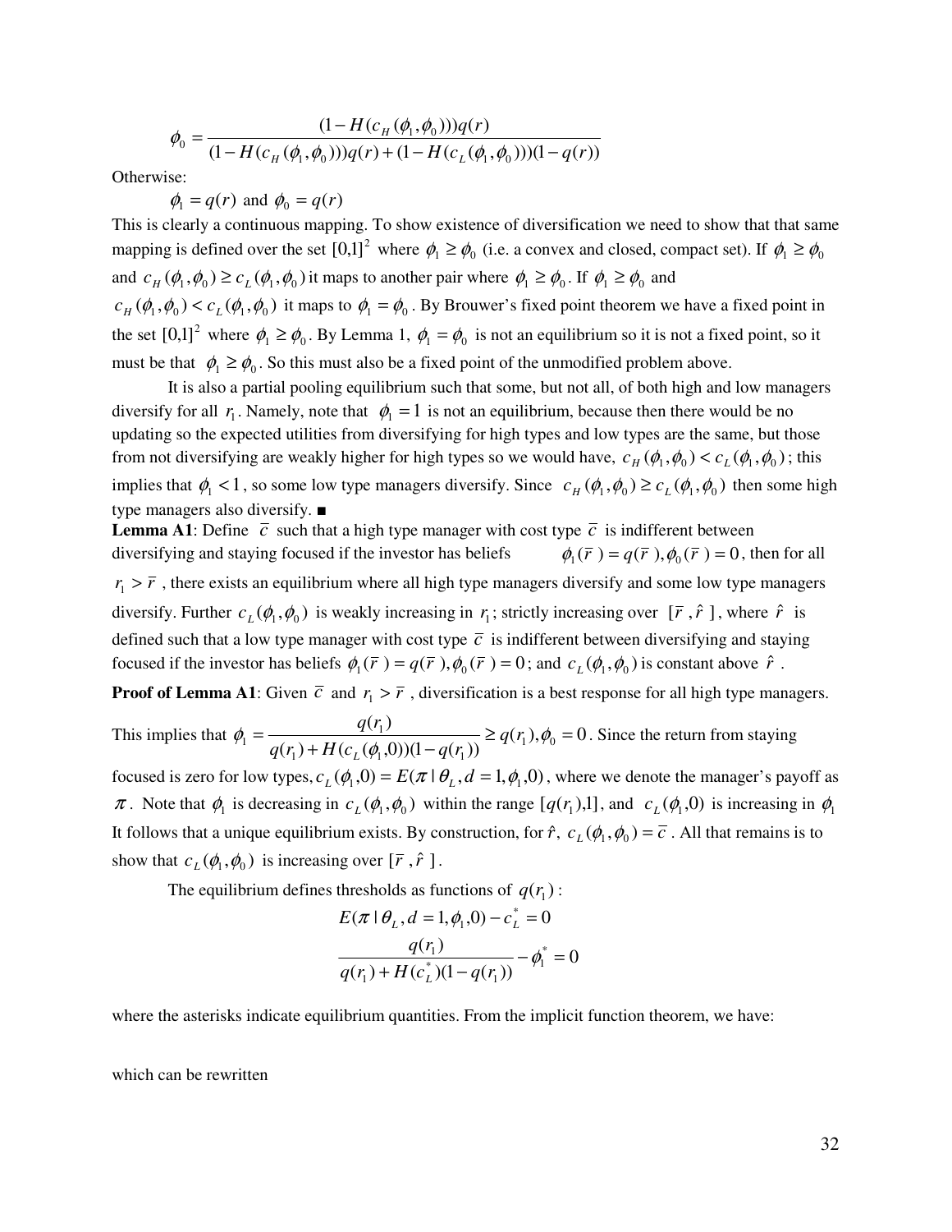$$\phi_0 = \frac{(1 - H(c_H(\phi_1, \phi_0)))q(r)}{(1 - H(c_H(\phi_1, \phi_0)))q(r) + (1 - H(c_L(\phi_1, \phi_0)))(1 - q(r))}$$

Otherwise:

$\phi_1 = q(r)$ and $\phi_0 = q(r)$

This is clearly a continuous mapping. To show existence of diversification we need to show that that same mapping is defined over the set $[0,1]^2$ where $\phi_1 \geq \phi_0$ (i.e. a convex and closed, compact set). If $\phi_1 \geq \phi_0$ and $c_H(\phi_1, \phi_0) \geq c_L(\phi_1, \phi_0)$ it maps to another pair where $\phi_1 \geq \phi_0$. If $\phi_1 \geq \phi_0$ and $c_H(\phi_1, \phi_0) < c_L(\phi_1, \phi_0)$ it maps to $\phi_1 = \phi_0$. By Brouwer's fixed point theorem we have a fixed point in the set $[0,1]^2$ where $\phi_1 \geq \phi_0$. By Lemma 1, $\phi_1 = \phi_0$ is not an equilibrium so it is not a fixed point, so it must be that $\phi_1 \geq \phi_0$. So this must also be a fixed point of the unmodified problem above.

It is also a partial pooling equilibrium such that some, but not all, of both high and low managers diversify for all $r_1$. Namely, note that $\phi_1 = 1$ is not an equilibrium, because then there would be no updating so the expected utilities from diversifying for high types and low types are the same, but those from not diversifying are weakly higher for high types so we would have, $c_H(\phi_1, \phi_0) < c_L(\phi_1, \phi_0)$; this implies that $\phi_1 < 1$, so some low type managers diversify. Since $c_H(\phi_1, \phi_0) \geq c_L(\phi_1, \phi_0)$ then some high type managers also diversify. ■

**Lemma A1**: Define $\bar{c}$ such that a high type manager with cost type $\bar{c}$ is indifferent between diversifying and staying focused if the investor has beliefs $\phi_1(\bar{r}) = q(\bar{r}), \phi_0(\bar{r}) = 0$, then for all $r_1 > \bar{r}$, there exists an equilibrium where all high type managers diversify and some low type managers diversify. Further $c_L(\phi_1, \phi_0)$ is weakly increasing in $r_1$; strictly increasing over $[\bar{r}, \hat{r}]$, where $\hat{r}$ is defined such that a low type manager with cost type $\bar{c}$ is indifferent between diversifying and staying focused if the investor has beliefs $\phi_1(\bar{r}) = q(\bar{r}), \phi_0(\bar{r}) = 0$; and $c_L(\phi_1, \phi_0)$ is constant above $\hat{r}$.

**Proof of Lemma A1**: Given $\bar{c}$ and $r_1 > \bar{r}$, diversification is a best response for all high type managers. This implies that $\phi_1 = \frac{q(r_1)}{q(r_1) + H(c_L(\phi_1, 0))(1 - q(r_1))} \geq q(r_1), \phi_0 = 0$. Since the return from staying focused is zero for low types, $c_L(\phi_1, 0) = E(\pi \mid \theta_L, d = 1, \phi_1, 0)$, where we denote the manager's payoff as $\pi$. Note that $\phi_1$ is decreasing in $c_L(\phi_1, \phi_0)$ within the range $[q(r_1), 1]$, and $c_L(\phi_1, 0)$ is increasing in $\phi_1$ It follows that a unique equilibrium exists. By construction, for $\hat{r}$, $c_L(\phi_1, \phi_0) = \bar{c}$. All that remains is to show that $c_L(\phi_1, \phi_0)$ is increasing over $[\bar{r}, \hat{r}]$.

The equilibrium defines thresholds as functions of $q(r_1)$:

$$E(\pi \mid \theta_L, d = 1, \phi_1, 0) - c_L^* = 0$$

$$\frac{q(r_1)}{q(r_1) + H(c_L^*)(1 - q(r_1))} - \phi_1^* = 0$$

where the asterisks indicate equilibrium quantities. From the implicit function theorem, we have:

which can be rewritten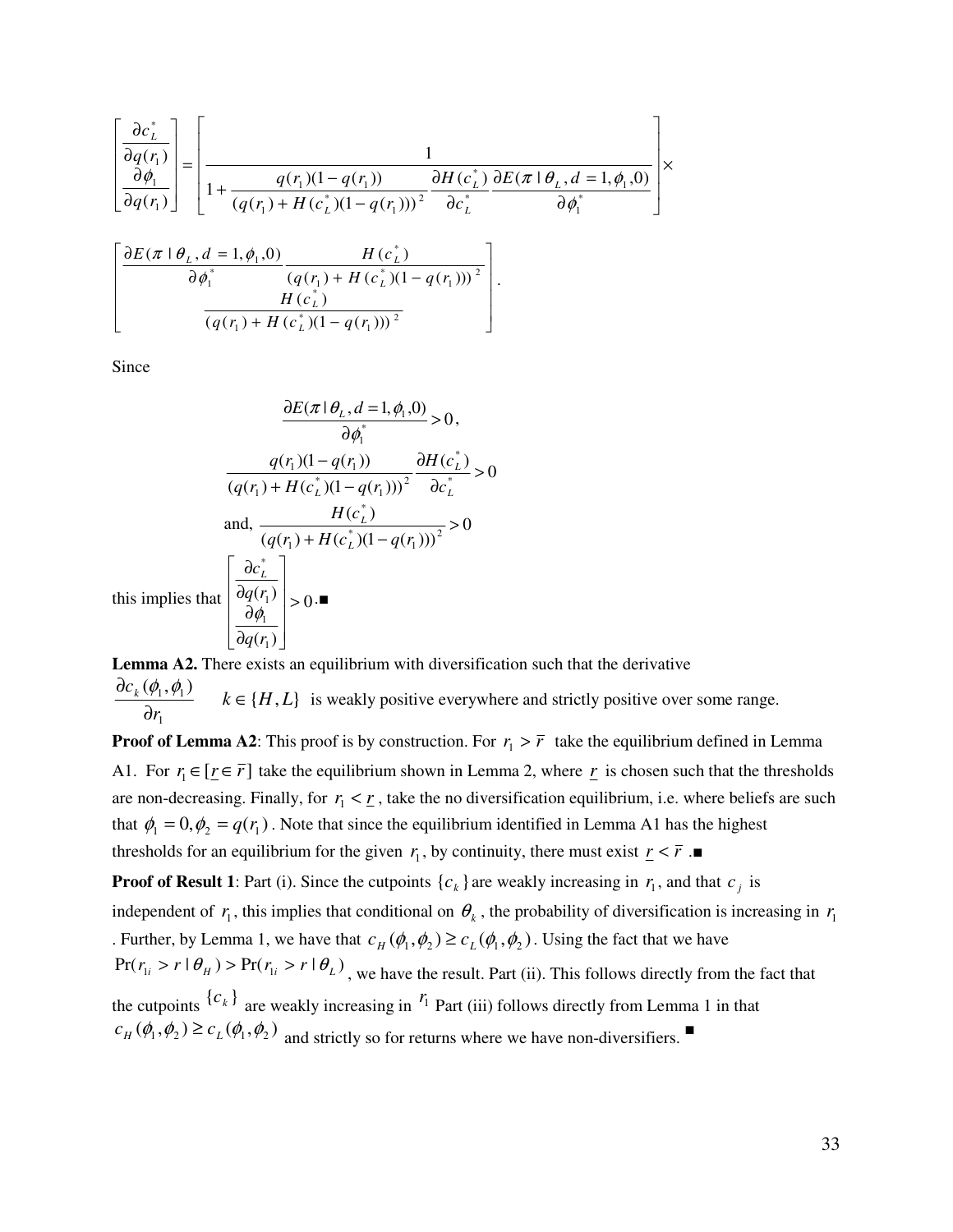$$\begin{bmatrix} \dfrac{\partial c_L^*}{\partial q(r_1)} \\ \dfrac{\partial \phi_1}{\partial q(r_1)} \end{bmatrix} = \left[ \frac{1}{1 + \dfrac{q(r_1)(1-q(r_1))}{(q(r_1)+H(c_L^*)(1-q(r_1)))^2} \dfrac{\partial H(c_L^*)}{\partial c_L^*} \dfrac{\partial E(\pi \mid \theta_L, d=1, \phi_1, 0)}{\partial \phi_1^*}} \right] \times$$

$$\begin{bmatrix} \dfrac{\partial E(\pi \mid \theta_L, d=1, \phi_1, 0)}{\partial \phi_1^*} \dfrac{H(c_L^*)}{(q(r_1)+H(c_L^*)(1-q(r_1)))^2} \\ \dfrac{H(c_L^*)}{(q(r_1)+H(c_L^*)(1-q(r_1)))^2} \end{bmatrix}.$$

Since

$$\frac{\partial E(\pi \mid \theta_L, d=1, \phi_1, 0)}{\partial \phi_1^*} > 0,$$

$$\frac{q(r_1)(1-q(r_1))}{(q(r_1)+H(c_L^*)(1-q(r_1)))^2} \frac{\partial H(c_L^*)}{\partial c_L^*} > 0$$

$$\text{and, } \frac{H(c_L^*)}{(q(r_1)+H(c_L^*)(1-q(r_1)))^2} > 0$$

this implies that $\begin{bmatrix} \dfrac{\partial c_L^*}{\partial q(r_1)} \\ \dfrac{\partial \phi_1}{\partial q(r_1)} \end{bmatrix} > 0$. ■

**Lemma A2.** There exists an equilibrium with diversification such that the derivative $\dfrac{\partial c_k(\phi_1, \phi_1)}{\partial r_1}$ $k \in \{H, L\}$ is weakly positive everywhere and strictly positive over some range.

**Proof of Lemma A2**: This proof is by construction. For $r_1 > \bar{r}$ take the equilibrium defined in Lemma A1. For $r_1 \in [\underline{r} \in \bar{r}]$ take the equilibrium shown in Lemma 2, where $\underline{r}$ is chosen such that the thresholds are non-decreasing. Finally, for $r_1 < \underline{r}$, take the no diversification equilibrium, i.e. where beliefs are such that $\phi_1 = 0, \phi_2 = q(r_1)$. Note that since the equilibrium identified in Lemma A1 has the highest thresholds for an equilibrium for the given $r_1$, by continuity, there must exist $\underline{r} < \bar{r}$. ■

**Proof of Result 1**: Part (i). Since the cutpoints $\{c_k\}$ are weakly increasing in $r_1$, and that $c_j$ is independent of $r_1$, this implies that conditional on $\theta_k$, the probability of diversification is increasing in $r_1$. Further, by Lemma 1, we have that $c_H(\phi_1, \phi_2) \geq c_L(\phi_1, \phi_2)$. Using the fact that we have $\Pr(r_{1i} > r \mid \theta_H) > \Pr(r_{1i} > r \mid \theta_L)$, we have the result. Part (ii). This follows directly from the fact that the cutpoints $\{c_k\}$ are weakly increasing in $r_1$ Part (iii) follows directly from Lemma 1 in that $c_H(\phi_1, \phi_2) \geq c_L(\phi_1, \phi_2)$ and strictly so for returns where we have non-diversifiers. ■